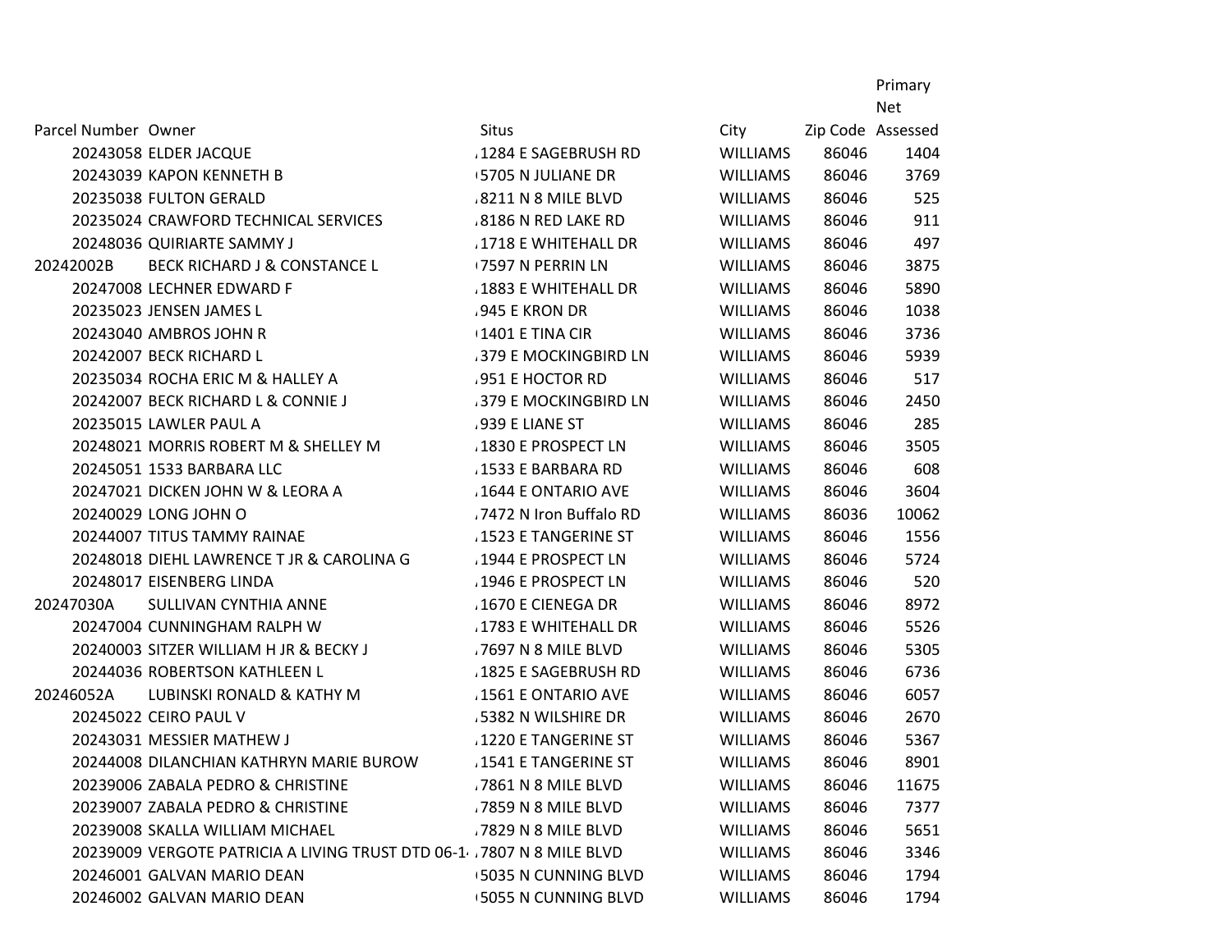| Parcel Number | Owner | Situs | City | Zip Code | Primary Net Assessed |
|---|---|---|---|---|---|
| 20243058 | ELDER JACQUE | 1284 E SAGEBRUSH RD | WILLIAMS | 86046 | 1404 |
| 20243039 | KAPON KENNETH B | 5705 N JULIANE DR | WILLIAMS | 86046 | 3769 |
| 20235038 | FULTON GERALD | 8211 N 8 MILE BLVD | WILLIAMS | 86046 | 525 |
| 20235024 | CRAWFORD TECHNICAL SERVICES | 8186 N RED LAKE RD | WILLIAMS | 86046 | 911 |
| 20248036 | QUIRIARTE SAMMY J | 1718 E WHITEHALL DR | WILLIAMS | 86046 | 497 |
| 20242002B | BECK RICHARD J & CONSTANCE L | 7597 N PERRIN LN | WILLIAMS | 86046 | 3875 |
| 20247008 | LECHNER EDWARD F | 1883 E WHITEHALL DR | WILLIAMS | 86046 | 5890 |
| 20235023 | JENSEN JAMES L | 945 E KRON DR | WILLIAMS | 86046 | 1038 |
| 20243040 | AMBROS JOHN R | 1401 E TINA CIR | WILLIAMS | 86046 | 3736 |
| 20242007 | BECK RICHARD L | 379 E MOCKINGBIRD LN | WILLIAMS | 86046 | 5939 |
| 20235034 | ROCHA ERIC M & HALLEY A | 951 E HOCTOR RD | WILLIAMS | 86046 | 517 |
| 20242007 | BECK RICHARD L & CONNIE J | 379 E MOCKINGBIRD LN | WILLIAMS | 86046 | 2450 |
| 20235015 | LAWLER PAUL A | 939 E LIANE ST | WILLIAMS | 86046 | 285 |
| 20248021 | MORRIS ROBERT M & SHELLEY M | 1830 E PROSPECT LN | WILLIAMS | 86046 | 3505 |
| 20245051 | 1533 BARBARA LLC | 1533 E BARBARA RD | WILLIAMS | 86046 | 608 |
| 20247021 | DICKEN JOHN W & LEORA A | 1644 E ONTARIO AVE | WILLIAMS | 86046 | 3604 |
| 20240029 | LONG JOHN O | 7472 N Iron Buffalo RD | WILLIAMS | 86036 | 10062 |
| 20244007 | TITUS TAMMY RAINAE | 1523 E TANGERINE ST | WILLIAMS | 86046 | 1556 |
| 20248018 | DIEHL LAWRENCE T JR & CAROLINA G | 1944 E PROSPECT LN | WILLIAMS | 86046 | 5724 |
| 20248017 | EISENBERG LINDA | 1946 E PROSPECT LN | WILLIAMS | 86046 | 520 |
| 20247030A | SULLIVAN CYNTHIA ANNE | 1670 E CIENEGA DR | WILLIAMS | 86046 | 8972 |
| 20247004 | CUNNINGHAM RALPH W | 1783 E WHITEHALL DR | WILLIAMS | 86046 | 5526 |
| 20240003 | SITZER WILLIAM H JR & BECKY J | 7697 N 8 MILE BLVD | WILLIAMS | 86046 | 5305 |
| 20244036 | ROBERTSON KATHLEEN L | 1825 E SAGEBRUSH RD | WILLIAMS | 86046 | 6736 |
| 20246052A | LUBINSKI RONALD & KATHY M | 1561 E ONTARIO AVE | WILLIAMS | 86046 | 6057 |
| 20245022 | CEIRO PAUL V | 5382 N WILSHIRE DR | WILLIAMS | 86046 | 2670 |
| 20243031 | MESSIER MATHEW J | 1220 E TANGERINE ST | WILLIAMS | 86046 | 5367 |
| 20244008 | DILANCHIAN KATHRYN MARIE BUROW | 1541 E TANGERINE ST | WILLIAMS | 86046 | 8901 |
| 20239006 | ZABALA PEDRO & CHRISTINE | 7861 N 8 MILE BLVD | WILLIAMS | 86046 | 11675 |
| 20239007 | ZABALA PEDRO & CHRISTINE | 7859 N 8 MILE BLVD | WILLIAMS | 86046 | 7377 |
| 20239008 | SKALLA WILLIAM MICHAEL | 7829 N 8 MILE BLVD | WILLIAMS | 86046 | 5651 |
| 20239009 | VERGOTE PATRICIA A LIVING TRUST DTD 06-1 | 7807 N 8 MILE BLVD | WILLIAMS | 86046 | 3346 |
| 20246001 | GALVAN MARIO DEAN | 5035 N CUNNING BLVD | WILLIAMS | 86046 | 1794 |
| 20246002 | GALVAN MARIO DEAN | 5055 N CUNNING BLVD | WILLIAMS | 86046 | 1794 |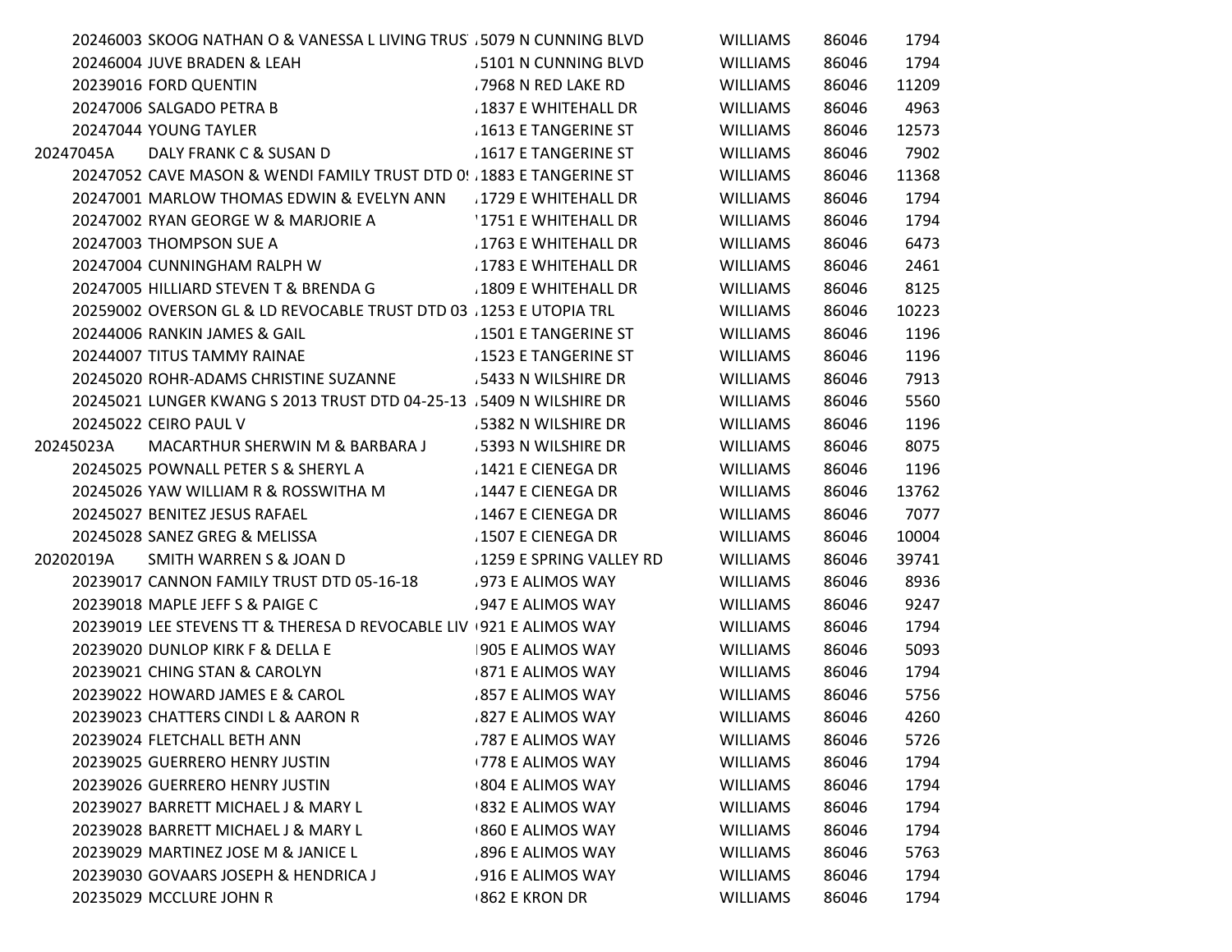| | | | | | |
|---|---|---|---|---|---|
| 20246003 | SKOOG NATHAN O & VANESSA L LIVING TRUS | 5079 N CUNNING BLVD | WILLIAMS | 86046 | 1794 |
| 20246004 | JUVE BRADEN & LEAH | 5101 N CUNNING BLVD | WILLIAMS | 86046 | 1794 |
| 20239016 | FORD QUENTIN | 7968 N RED LAKE RD | WILLIAMS | 86046 | 11209 |
| 20247006 | SALGADO PETRA B | 1837 E WHITEHALL DR | WILLIAMS | 86046 | 4963 |
| 20247044 | YOUNG TAYLER | 1613 E TANGERINE ST | WILLIAMS | 86046 | 12573 |
| 20247045A | DALY FRANK C & SUSAN D | 1617 E TANGERINE ST | WILLIAMS | 86046 | 7902 |
| 20247052 | CAVE MASON & WENDI FAMILY TRUST DTD 0 | 1883 E TANGERINE ST | WILLIAMS | 86046 | 11368 |
| 20247001 | MARLOW THOMAS EDWIN & EVELYN ANN | 1729 E WHITEHALL DR | WILLIAMS | 86046 | 1794 |
| 20247002 | RYAN GEORGE W & MARJORIE A | 1751 E WHITEHALL DR | WILLIAMS | 86046 | 1794 |
| 20247003 | THOMPSON SUE A | 1763 E WHITEHALL DR | WILLIAMS | 86046 | 6473 |
| 20247004 | CUNNINGHAM RALPH W | 1783 E WHITEHALL DR | WILLIAMS | 86046 | 2461 |
| 20247005 | HILLIARD STEVEN T & BRENDA G | 1809 E WHITEHALL DR | WILLIAMS | 86046 | 8125 |
| 20259002 | OVERSON GL & LD REVOCABLE TRUST DTD 03 | 1253 E UTOPIA TRL | WILLIAMS | 86046 | 10223 |
| 20244006 | RANKIN JAMES & GAIL | 1501 E TANGERINE ST | WILLIAMS | 86046 | 1196 |
| 20244007 | TITUS TAMMY RAINAE | 1523 E TANGERINE ST | WILLIAMS | 86046 | 1196 |
| 20245020 | ROHR-ADAMS CHRISTINE SUZANNE | 5433 N WILSHIRE DR | WILLIAMS | 86046 | 7913 |
| 20245021 | LUNGER KWANG S 2013 TRUST DTD 04-25-13 | 5409 N WILSHIRE DR | WILLIAMS | 86046 | 5560 |
| 20245022 | CEIRO PAUL V | 5382 N WILSHIRE DR | WILLIAMS | 86046 | 1196 |
| 20245023A | MACARTHUR SHERWIN M & BARBARA J | 5393 N WILSHIRE DR | WILLIAMS | 86046 | 8075 |
| 20245025 | POWNALL PETER S & SHERYL A | 1421 E CIENEGA DR | WILLIAMS | 86046 | 1196 |
| 20245026 | YAW WILLIAM R & ROSSWITHA M | 1447 E CIENEGA DR | WILLIAMS | 86046 | 13762 |
| 20245027 | BENITEZ JESUS RAFAEL | 1467 E CIENEGA DR | WILLIAMS | 86046 | 7077 |
| 20245028 | SANEZ GREG & MELISSA | 1507 E CIENEGA DR | WILLIAMS | 86046 | 10004 |
| 20202019A | SMITH WARREN S & JOAN D | 1259 E SPRING VALLEY RD | WILLIAMS | 86046 | 39741 |
| 20239017 | CANNON FAMILY TRUST DTD 05-16-18 | 973 E ALIMOS WAY | WILLIAMS | 86046 | 8936 |
| 20239018 | MAPLE JEFF S & PAIGE C | 947 E ALIMOS WAY | WILLIAMS | 86046 | 9247 |
| 20239019 | LEE STEVENS TT & THERESA D REVOCABLE LIV | 921 E ALIMOS WAY | WILLIAMS | 86046 | 1794 |
| 20239020 | DUNLOP KIRK F & DELLA E | 905 E ALIMOS WAY | WILLIAMS | 86046 | 5093 |
| 20239021 | CHING STAN & CAROLYN | 871 E ALIMOS WAY | WILLIAMS | 86046 | 1794 |
| 20239022 | HOWARD JAMES E & CAROL | 857 E ALIMOS WAY | WILLIAMS | 86046 | 5756 |
| 20239023 | CHATTERS CINDI L & AARON R | 827 E ALIMOS WAY | WILLIAMS | 86046 | 4260 |
| 20239024 | FLETCHALL BETH ANN | 787 E ALIMOS WAY | WILLIAMS | 86046 | 5726 |
| 20239025 | GUERRERO HENRY JUSTIN | 778 E ALIMOS WAY | WILLIAMS | 86046 | 1794 |
| 20239026 | GUERRERO HENRY JUSTIN | 804 E ALIMOS WAY | WILLIAMS | 86046 | 1794 |
| 20239027 | BARRETT MICHAEL J & MARY L | 832 E ALIMOS WAY | WILLIAMS | 86046 | 1794 |
| 20239028 | BARRETT MICHAEL J & MARY L | 860 E ALIMOS WAY | WILLIAMS | 86046 | 1794 |
| 20239029 | MARTINEZ JOSE M & JANICE L | 896 E ALIMOS WAY | WILLIAMS | 86046 | 5763 |
| 20239030 | GOVAARS JOSEPH & HENDRICA J | 916 E ALIMOS WAY | WILLIAMS | 86046 | 1794 |
| 20235029 | MCCLURE JOHN R | 862 E KRON DR | WILLIAMS | 86046 | 1794 |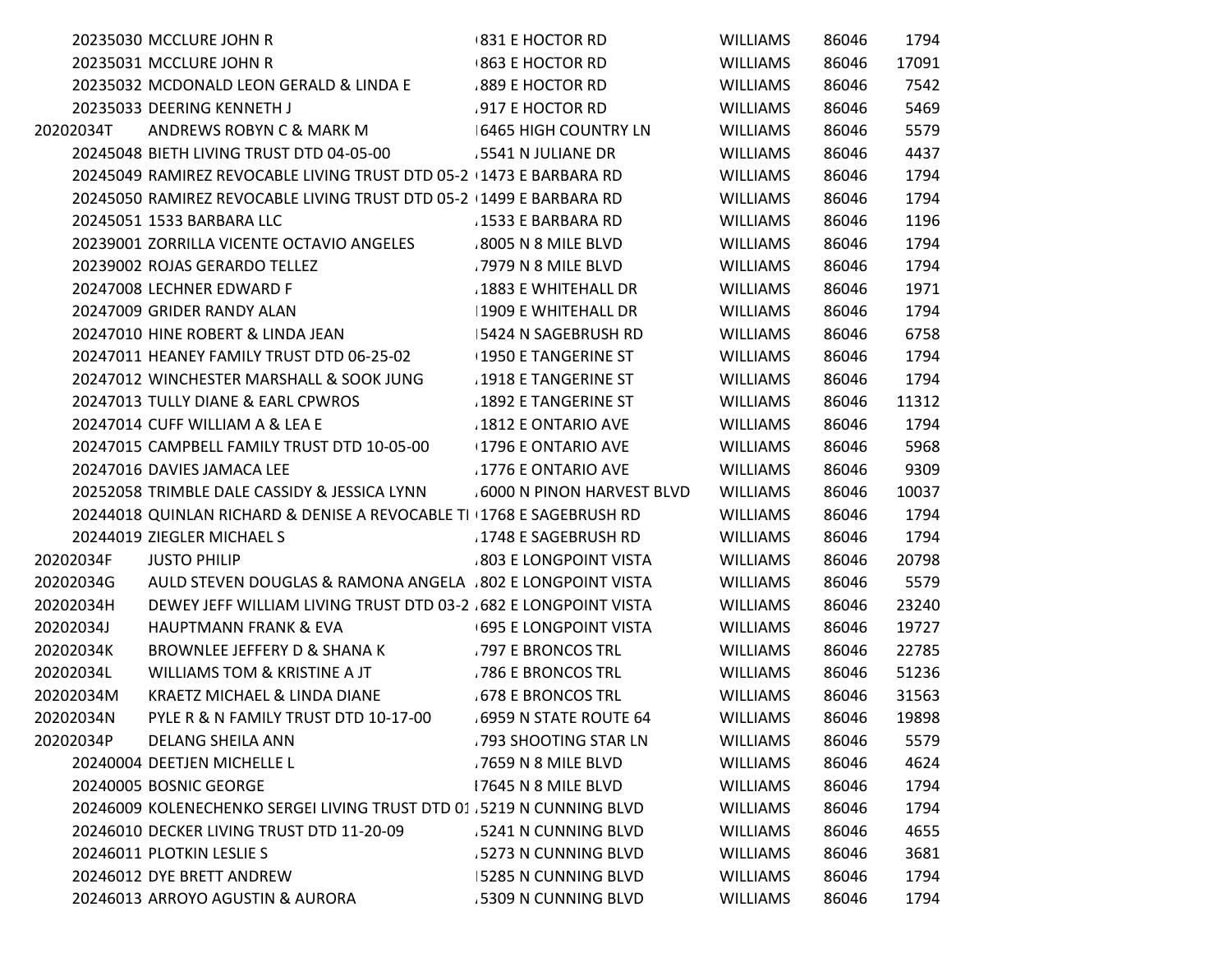| | | | | | |
|---|---|---|---|---|---|
| 20235030 | MCCLURE JOHN R | 831 E HOCTOR RD | WILLIAMS | 86046 | 1794 |
| 20235031 | MCCLURE JOHN R | 863 E HOCTOR RD | WILLIAMS | 86046 | 17091 |
| 20235032 | MCDONALD LEON GERALD & LINDA E | 889 E HOCTOR RD | WILLIAMS | 86046 | 7542 |
| 20235033 | DEERING KENNETH J | 917 E HOCTOR RD | WILLIAMS | 86046 | 5469 |
| 20202034T | ANDREWS ROBYN C & MARK M | 6465 HIGH COUNTRY LN | WILLIAMS | 86046 | 5579 |
| 20245048 | BIETH LIVING TRUST DTD 04-05-00 | 5541 N JULIANE DR | WILLIAMS | 86046 | 4437 |
| 20245049 | RAMIREZ REVOCABLE LIVING TRUST DTD 05-2 | 1473 E BARBARA RD | WILLIAMS | 86046 | 1794 |
| 20245050 | RAMIREZ REVOCABLE LIVING TRUST DTD 05-2 | 1499 E BARBARA RD | WILLIAMS | 86046 | 1794 |
| 20245051 | 1533 BARBARA LLC | 1533 E BARBARA RD | WILLIAMS | 86046 | 1196 |
| 20239001 | ZORRILLA VICENTE OCTAVIO ANGELES | 8005 N 8 MILE BLVD | WILLIAMS | 86046 | 1794 |
| 20239002 | ROJAS GERARDO TELLEZ | 7979 N 8 MILE BLVD | WILLIAMS | 86046 | 1794 |
| 20247008 | LECHNER EDWARD F | 1883 E WHITEHALL DR | WILLIAMS | 86046 | 1971 |
| 20247009 | GRIDER RANDY ALAN | 1909 E WHITEHALL DR | WILLIAMS | 86046 | 1794 |
| 20247010 | HINE ROBERT & LINDA JEAN | 5424 N SAGEBRUSH RD | WILLIAMS | 86046 | 6758 |
| 20247011 | HEANEY FAMILY TRUST DTD 06-25-02 | 1950 E TANGERINE ST | WILLIAMS | 86046 | 1794 |
| 20247012 | WINCHESTER MARSHALL & SOOK JUNG | 1918 E TANGERINE ST | WILLIAMS | 86046 | 1794 |
| 20247013 | TULLY DIANE & EARL CPWROS | 1892 E TANGERINE ST | WILLIAMS | 86046 | 11312 |
| 20247014 | CUFF WILLIAM A & LEA E | 1812 E ONTARIO AVE | WILLIAMS | 86046 | 1794 |
| 20247015 | CAMPBELL FAMILY TRUST DTD 10-05-00 | 1796 E ONTARIO AVE | WILLIAMS | 86046 | 5968 |
| 20247016 | DAVIES JAMACA LEE | 1776 E ONTARIO AVE | WILLIAMS | 86046 | 9309 |
| 20252058 | TRIMBLE DALE CASSIDY & JESSICA LYNN | 6000 N PINON HARVEST BLVD | WILLIAMS | 86046 | 10037 |
| 20244018 | QUINLAN RICHARD & DENISE A REVOCABLE TI | 1768 E SAGEBRUSH RD | WILLIAMS | 86046 | 1794 |
| 20244019 | ZIEGLER MICHAEL S | 1748 E SAGEBRUSH RD | WILLIAMS | 86046 | 1794 |
| 20202034F | JUSTO PHILIP | 803 E LONGPOINT VISTA | WILLIAMS | 86046 | 20798 |
| 20202034G | AULD STEVEN DOUGLAS & RAMONA ANGELA | 802 E LONGPOINT VISTA | WILLIAMS | 86046 | 5579 |
| 20202034H | DEWEY JEFF WILLIAM LIVING TRUST DTD 03-2 | 682 E LONGPOINT VISTA | WILLIAMS | 86046 | 23240 |
| 20202034J | HAUPTMANN FRANK & EVA | 695 E LONGPOINT VISTA | WILLIAMS | 86046 | 19727 |
| 20202034K | BROWNLEE JEFFERY D & SHANA K | 797 E BRONCOS TRL | WILLIAMS | 86046 | 22785 |
| 20202034L | WILLIAMS TOM & KRISTINE A JT | 786 E BRONCOS TRL | WILLIAMS | 86046 | 51236 |
| 20202034M | KRAETZ MICHAEL & LINDA DIANE | 678 E BRONCOS TRL | WILLIAMS | 86046 | 31563 |
| 20202034N | PYLE R & N FAMILY TRUST DTD 10-17-00 | 6959 N STATE ROUTE 64 | WILLIAMS | 86046 | 19898 |
| 20202034P | DELANG SHEILA ANN | 793 SHOOTING STAR LN | WILLIAMS | 86046 | 5579 |
| 20240004 | DEETJEN MICHELLE L | 7659 N 8 MILE BLVD | WILLIAMS | 86046 | 4624 |
| 20240005 | BOSNIC GEORGE | 7645 N 8 MILE BLVD | WILLIAMS | 86046 | 1794 |
| 20246009 | KOLENECHENKO SERGEI LIVING TRUST DTD 01 | 5219 N CUNNING BLVD | WILLIAMS | 86046 | 1794 |
| 20246010 | DECKER LIVING TRUST DTD 11-20-09 | 5241 N CUNNING BLVD | WILLIAMS | 86046 | 4655 |
| 20246011 | PLOTKIN LESLIE S | 5273 N CUNNING BLVD | WILLIAMS | 86046 | 3681 |
| 20246012 | DYE BRETT ANDREW | 5285 N CUNNING BLVD | WILLIAMS | 86046 | 1794 |
| 20246013 | ARROYO AGUSTIN & AURORA | 5309 N CUNNING BLVD | WILLIAMS | 86046 | 1794 |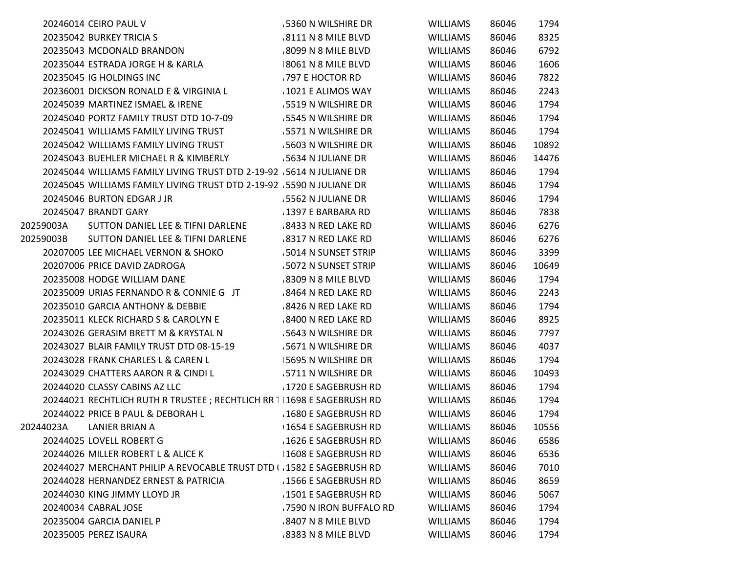| | | | | | |
|---|---|---|---|---|---|
| 20246014 | CEIRO PAUL V | 5360 N WILSHIRE DR | WILLIAMS | 86046 | 1794 |
| 20235042 | BURKEY TRICIA S | 8111 N 8 MILE BLVD | WILLIAMS | 86046 | 8325 |
| 20235043 | MCDONALD BRANDON | 8099 N 8 MILE BLVD | WILLIAMS | 86046 | 6792 |
| 20235044 | ESTRADA JORGE H & KARLA | 8061 N 8 MILE BLVD | WILLIAMS | 86046 | 1606 |
| 20235045 | IG HOLDINGS INC | 797 E HOCTOR RD | WILLIAMS | 86046 | 7822 |
| 20236001 | DICKSON RONALD E & VIRGINIA L | 1021 E ALIMOS WAY | WILLIAMS | 86046 | 2243 |
| 20245039 | MARTINEZ ISMAEL & IRENE | 5519 N WILSHIRE DR | WILLIAMS | 86046 | 1794 |
| 20245040 | PORTZ FAMILY TRUST DTD 10-7-09 | 5545 N WILSHIRE DR | WILLIAMS | 86046 | 1794 |
| 20245041 | WILLIAMS FAMILY LIVING TRUST | 5571 N WILSHIRE DR | WILLIAMS | 86046 | 1794 |
| 20245042 | WILLIAMS FAMILY LIVING TRUST | 5603 N WILSHIRE DR | WILLIAMS | 86046 | 10892 |
| 20245043 | BUEHLER MICHAEL R & KIMBERLY | 5634 N JULIANE DR | WILLIAMS | 86046 | 14476 |
| 20245044 | WILLIAMS FAMILY LIVING TRUST DTD 2-19-92 | 5614 N JULIANE DR | WILLIAMS | 86046 | 1794 |
| 20245045 | WILLIAMS FAMILY LIVING TRUST DTD 2-19-92 | 5590 N JULIANE DR | WILLIAMS | 86046 | 1794 |
| 20245046 | BURTON EDGAR J JR | 5562 N JULIANE DR | WILLIAMS | 86046 | 1794 |
| 20245047 | BRANDT GARY | 1397 E BARBARA RD | WILLIAMS | 86046 | 7838 |
| 20259003A | SUTTON DANIEL LEE & TIFNI DARLENE | 8433 N RED LAKE RD | WILLIAMS | 86046 | 6276 |
| 20259003B | SUTTON DANIEL LEE & TIFNI DARLENE | 8317 N RED LAKE RD | WILLIAMS | 86046 | 6276 |
| 20207005 | LEE MICHAEL VERNON & SHOKO | 5014 N SUNSET STRIP | WILLIAMS | 86046 | 3399 |
| 20207006 | PRICE DAVID ZADROGA | 5072 N SUNSET STRIP | WILLIAMS | 86046 | 10649 |
| 20235008 | HODGE WILLIAM DANE | 8309 N 8 MILE BLVD | WILLIAMS | 86046 | 1794 |
| 20235009 | URIAS FERNANDO R & CONNIE G JT | 8464 N RED LAKE RD | WILLIAMS | 86046 | 2243 |
| 20235010 | GARCIA ANTHONY & DEBBIE | 8426 N RED LAKE RD | WILLIAMS | 86046 | 1794 |
| 20235011 | KLECK RICHARD S & CAROLYN E | 8400 N RED LAKE RD | WILLIAMS | 86046 | 8925 |
| 20243026 | GERASIM BRETT M & KRYSTAL N | 5643 N WILSHIRE DR | WILLIAMS | 86046 | 7797 |
| 20243027 | BLAIR FAMILY TRUST DTD 08-15-19 | 5671 N WILSHIRE DR | WILLIAMS | 86046 | 4037 |
| 20243028 | FRANK CHARLES L & CAREN L | 5695 N WILSHIRE DR | WILLIAMS | 86046 | 1794 |
| 20243029 | CHATTERS AARON R & CINDI L | 5711 N WILSHIRE DR | WILLIAMS | 86046 | 10493 |
| 20244020 | CLASSY CABINS AZ LLC | 1720 E SAGEBRUSH RD | WILLIAMS | 86046 | 1794 |
| 20244021 | RECHTLICH RUTH R TRUSTEE ; RECHTLICH RR T | 1698 E SAGEBRUSH RD | WILLIAMS | 86046 | 1794 |
| 20244022 | PRICE B PAUL & DEBORAH L | 1680 E SAGEBRUSH RD | WILLIAMS | 86046 | 1794 |
| 20244023A | LANIER BRIAN A | 1654 E SAGEBRUSH RD | WILLIAMS | 86046 | 10556 |
| 20244025 | LOVELL ROBERT G | 1626 E SAGEBRUSH RD | WILLIAMS | 86046 | 6586 |
| 20244026 | MILLER ROBERT L & ALICE K | 1608 E SAGEBRUSH RD | WILLIAMS | 86046 | 6536 |
| 20244027 | MERCHANT PHILIP A REVOCABLE TRUST DTD ( | 1582 E SAGEBRUSH RD | WILLIAMS | 86046 | 7010 |
| 20244028 | HERNANDEZ ERNEST & PATRICIA | 1566 E SAGEBRUSH RD | WILLIAMS | 86046 | 8659 |
| 20244030 | KING JIMMY LLOYD JR | 1501 E SAGEBRUSH RD | WILLIAMS | 86046 | 5067 |
| 20240034 | CABRAL JOSE | 7590 N IRON BUFFALO RD | WILLIAMS | 86046 | 1794 |
| 20235004 | GARCIA DANIEL P | 8407 N 8 MILE BLVD | WILLIAMS | 86046 | 1794 |
| 20235005 | PEREZ ISAURA | 8383 N 8 MILE BLVD | WILLIAMS | 86046 | 1794 |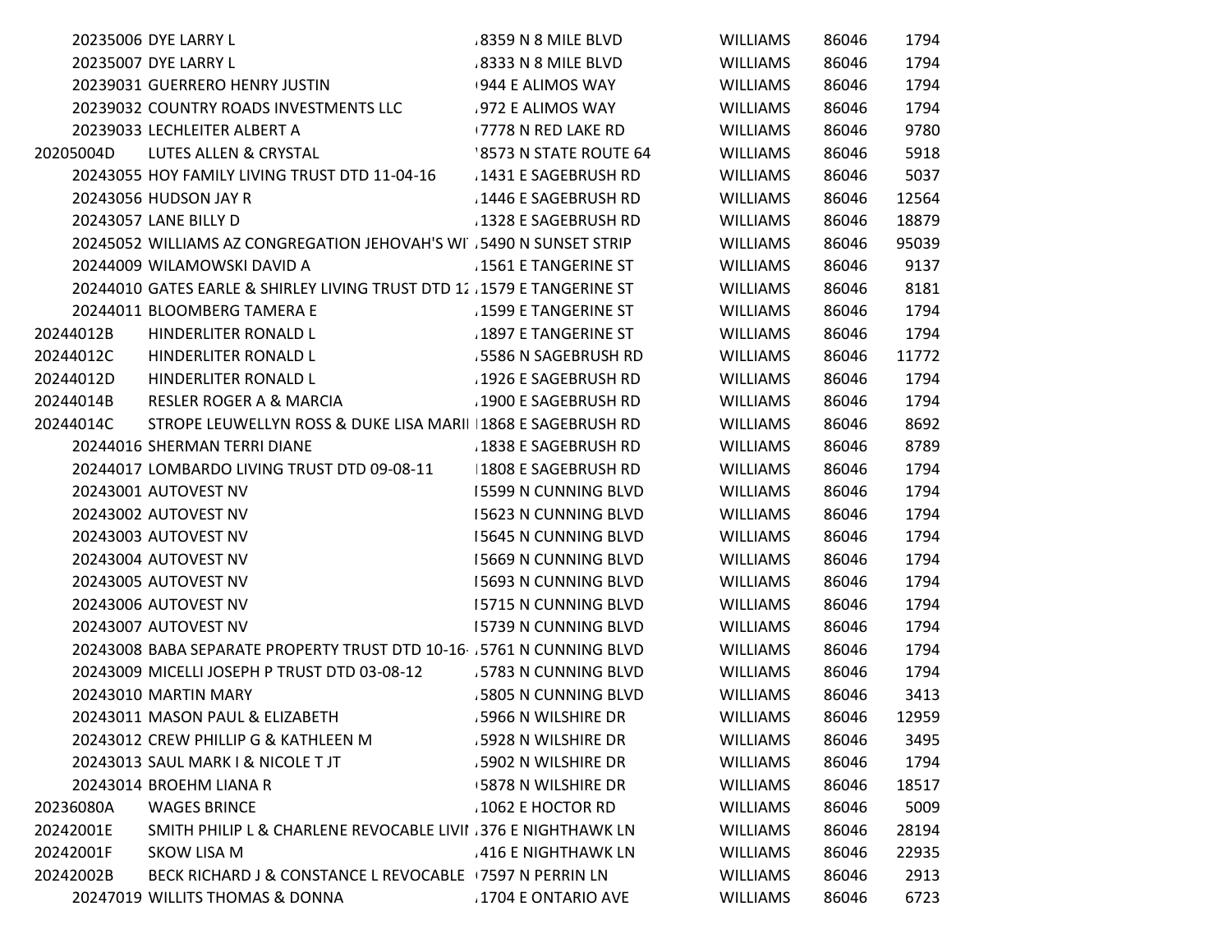| | | | | | |
|---|---|---|---|---|---|
| 20235006 | DYE LARRY L | 8359 N 8 MILE BLVD | WILLIAMS | 86046 | 1794 |
| 20235007 | DYE LARRY L | 8333 N 8 MILE BLVD | WILLIAMS | 86046 | 1794 |
| 20239031 | GUERRERO HENRY JUSTIN | 944 E ALIMOS WAY | WILLIAMS | 86046 | 1794 |
| 20239032 | COUNTRY ROADS INVESTMENTS LLC | 972 E ALIMOS WAY | WILLIAMS | 86046 | 1794 |
| 20239033 | LECHLEITER ALBERT A | 7778 N RED LAKE RD | WILLIAMS | 86046 | 9780 |
| 20205004D | LUTES ALLEN & CRYSTAL | 8573 N STATE ROUTE 64 | WILLIAMS | 86046 | 5918 |
| 20243055 | HOY FAMILY LIVING TRUST DTD 11-04-16 | 1431 E SAGEBRUSH RD | WILLIAMS | 86046 | 5037 |
| 20243056 | HUDSON JAY R | 1446 E SAGEBRUSH RD | WILLIAMS | 86046 | 12564 |
| 20243057 | LANE BILLY D | 1328 E SAGEBRUSH RD | WILLIAMS | 86046 | 18879 |
| 20245052 | WILLIAMS AZ CONGREGATION JEHOVAH'S WI | 5490 N SUNSET STRIP | WILLIAMS | 86046 | 95039 |
| 20244009 | WILAMOWSKI DAVID A | 1561 E TANGERINE ST | WILLIAMS | 86046 | 9137 |
| 20244010 | GATES EARLE & SHIRLEY LIVING TRUST DTD 12 | 1579 E TANGERINE ST | WILLIAMS | 86046 | 8181 |
| 20244011 | BLOOMBERG TAMERA E | 1599 E TANGERINE ST | WILLIAMS | 86046 | 1794 |
| 20244012B | HINDERLITER RONALD L | 1897 E TANGERINE ST | WILLIAMS | 86046 | 1794 |
| 20244012C | HINDERLITER RONALD L | 5586 N SAGEBRUSH RD | WILLIAMS | 86046 | 11772 |
| 20244012D | HINDERLITER RONALD L | 1926 E SAGEBRUSH RD | WILLIAMS | 86046 | 1794 |
| 20244014B | RESLER ROGER A & MARCIA | 1900 E SAGEBRUSH RD | WILLIAMS | 86046 | 1794 |
| 20244014C | STROPE LEUWELLYN ROSS & DUKE LISA MARI | 1868 E SAGEBRUSH RD | WILLIAMS | 86046 | 8692 |
| 20244016 | SHERMAN TERRI DIANE | 1838 E SAGEBRUSH RD | WILLIAMS | 86046 | 8789 |
| 20244017 | LOMBARDO LIVING TRUST DTD 09-08-11 | 1808 E SAGEBRUSH RD | WILLIAMS | 86046 | 1794 |
| 20243001 | AUTOVEST NV | 5599 N CUNNING BLVD | WILLIAMS | 86046 | 1794 |
| 20243002 | AUTOVEST NV | 5623 N CUNNING BLVD | WILLIAMS | 86046 | 1794 |
| 20243003 | AUTOVEST NV | 5645 N CUNNING BLVD | WILLIAMS | 86046 | 1794 |
| 20243004 | AUTOVEST NV | 5669 N CUNNING BLVD | WILLIAMS | 86046 | 1794 |
| 20243005 | AUTOVEST NV | 5693 N CUNNING BLVD | WILLIAMS | 86046 | 1794 |
| 20243006 | AUTOVEST NV | 5715 N CUNNING BLVD | WILLIAMS | 86046 | 1794 |
| 20243007 | AUTOVEST NV | 5739 N CUNNING BLVD | WILLIAMS | 86046 | 1794 |
| 20243008 | BABA SEPARATE PROPERTY TRUST DTD 10-16- | 5761 N CUNNING BLVD | WILLIAMS | 86046 | 1794 |
| 20243009 | MICELLI JOSEPH P TRUST DTD 03-08-12 | 5783 N CUNNING BLVD | WILLIAMS | 86046 | 1794 |
| 20243010 | MARTIN MARY | 5805 N CUNNING BLVD | WILLIAMS | 86046 | 3413 |
| 20243011 | MASON PAUL & ELIZABETH | 5966 N WILSHIRE DR | WILLIAMS | 86046 | 12959 |
| 20243012 | CREW PHILLIP G & KATHLEEN M | 5928 N WILSHIRE DR | WILLIAMS | 86046 | 3495 |
| 20243013 | SAUL MARK I & NICOLE T JT | 5902 N WILSHIRE DR | WILLIAMS | 86046 | 1794 |
| 20243014 | BROEHM LIANA R | 5878 N WILSHIRE DR | WILLIAMS | 86046 | 18517 |
| 20236080A | WAGES BRINCE | 1062 E HOCTOR RD | WILLIAMS | 86046 | 5009 |
| 20242001E | SMITH PHILIP L & CHARLENE REVOCABLE LIVI | 376 E NIGHTHAWK LN | WILLIAMS | 86046 | 28194 |
| 20242001F | SKOW LISA M | 416 E NIGHTHAWK LN | WILLIAMS | 86046 | 22935 |
| 20242002B | BECK RICHARD J & CONSTANCE L REVOCABLE | 7597 N PERRIN LN | WILLIAMS | 86046 | 2913 |
| 20247019 | WILLITS THOMAS & DONNA | 1704 E ONTARIO AVE | WILLIAMS | 86046 | 6723 |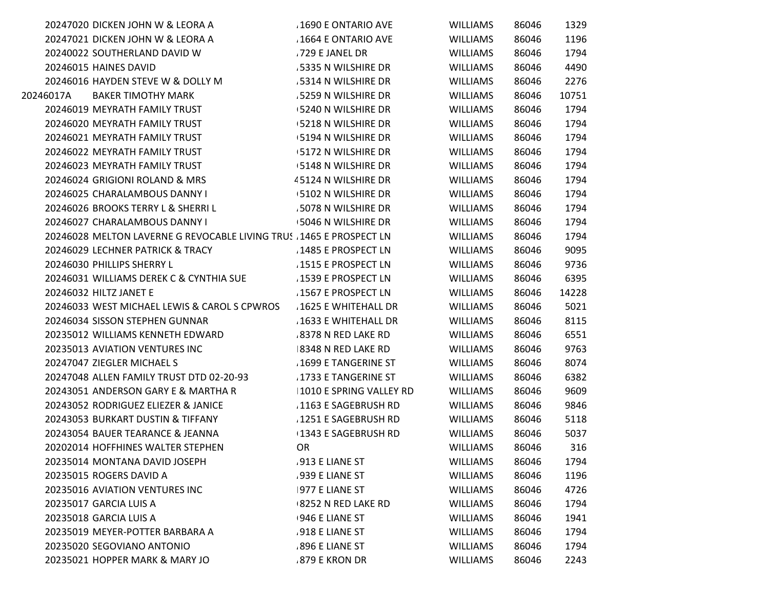| | | | | | |
|---|---|---|---|---|---|
| 20247020 | DICKEN JOHN W & LEORA A | 1690 E ONTARIO AVE | WILLIAMS | 86046 | 1329 |
| 20247021 | DICKEN JOHN W & LEORA A | 1664 E ONTARIO AVE | WILLIAMS | 86046 | 1196 |
| 20240022 | SOUTHERLAND DAVID W | 729 E JANEL DR | WILLIAMS | 86046 | 1794 |
| 20246015 | HAINES DAVID | 5335 N WILSHIRE DR | WILLIAMS | 86046 | 4490 |
| 20246016 | HAYDEN STEVE W & DOLLY M | 5314 N WILSHIRE DR | WILLIAMS | 86046 | 2276 |
| 20246017A | BAKER TIMOTHY MARK | 5259 N WILSHIRE DR | WILLIAMS | 86046 | 10751 |
| 20246019 | MEYRATH FAMILY TRUST | 5240 N WILSHIRE DR | WILLIAMS | 86046 | 1794 |
| 20246020 | MEYRATH FAMILY TRUST | 5218 N WILSHIRE DR | WILLIAMS | 86046 | 1794 |
| 20246021 | MEYRATH FAMILY TRUST | 5194 N WILSHIRE DR | WILLIAMS | 86046 | 1794 |
| 20246022 | MEYRATH FAMILY TRUST | 5172 N WILSHIRE DR | WILLIAMS | 86046 | 1794 |
| 20246023 | MEYRATH FAMILY TRUST | 5148 N WILSHIRE DR | WILLIAMS | 86046 | 1794 |
| 20246024 | GRIGIONI ROLAND & MRS | 5124 N WILSHIRE DR | WILLIAMS | 86046 | 1794 |
| 20246025 | CHARALAMBOUS DANNY I | 5102 N WILSHIRE DR | WILLIAMS | 86046 | 1794 |
| 20246026 | BROOKS TERRY L & SHERRI L | 5078 N WILSHIRE DR | WILLIAMS | 86046 | 1794 |
| 20246027 | CHARALAMBOUS DANNY I | 5046 N WILSHIRE DR | WILLIAMS | 86046 | 1794 |
| 20246028 | MELTON LAVERNE G REVOCABLE LIVING TRUS | 1465 E PROSPECT LN | WILLIAMS | 86046 | 1794 |
| 20246029 | LECHNER PATRICK & TRACY | 1485 E PROSPECT LN | WILLIAMS | 86046 | 9095 |
| 20246030 | PHILLIPS SHERRY L | 1515 E PROSPECT LN | WILLIAMS | 86046 | 9736 |
| 20246031 | WILLIAMS DEREK C & CYNTHIA SUE | 1539 E PROSPECT LN | WILLIAMS | 86046 | 6395 |
| 20246032 | HILTZ JANET E | 1567 E PROSPECT LN | WILLIAMS | 86046 | 14228 |
| 20246033 | WEST MICHAEL LEWIS & CAROL S CPWROS | 1625 E WHITEHALL DR | WILLIAMS | 86046 | 5021 |
| 20246034 | SISSON STEPHEN GUNNAR | 1633 E WHITEHALL DR | WILLIAMS | 86046 | 8115 |
| 20235012 | WILLIAMS KENNETH EDWARD | 8378 N RED LAKE RD | WILLIAMS | 86046 | 6551 |
| 20235013 | AVIATION VENTURES INC | 8348 N RED LAKE RD | WILLIAMS | 86046 | 9763 |
| 20247047 | ZIEGLER MICHAEL S | 1699 E TANGERINE ST | WILLIAMS | 86046 | 8074 |
| 20247048 | ALLEN FAMILY TRUST DTD 02-20-93 | 1733 E TANGERINE ST | WILLIAMS | 86046 | 6382 |
| 20243051 | ANDERSON GARY E & MARTHA R | 1010 E SPRING VALLEY RD | WILLIAMS | 86046 | 9609 |
| 20243052 | RODRIGUEZ ELIEZER & JANICE | 1163 E SAGEBRUSH RD | WILLIAMS | 86046 | 9846 |
| 20243053 | BURKART DUSTIN & TIFFANY | 1251 E SAGEBRUSH RD | WILLIAMS | 86046 | 5118 |
| 20243054 | BAUER TEARANCE & JEANNA | 1343 E SAGEBRUSH RD | WILLIAMS | 86046 | 5037 |
| 20202014 | HOFFHINES WALTER STEPHEN | OR | WILLIAMS | 86046 | 316 |
| 20235014 | MONTANA DAVID JOSEPH | 913 E LIANE ST | WILLIAMS | 86046 | 1794 |
| 20235015 | ROGERS DAVID A | 939 E LIANE ST | WILLIAMS | 86046 | 1196 |
| 20235016 | AVIATION VENTURES INC | 977 E LIANE ST | WILLIAMS | 86046 | 4726 |
| 20235017 | GARCIA LUIS A | 8252 N RED LAKE RD | WILLIAMS | 86046 | 1794 |
| 20235018 | GARCIA LUIS A | 946 E LIANE ST | WILLIAMS | 86046 | 1941 |
| 20235019 | MEYER-POTTER BARBARA A | 918 E LIANE ST | WILLIAMS | 86046 | 1794 |
| 20235020 | SEGOVIANO ANTONIO | 896 E LIANE ST | WILLIAMS | 86046 | 1794 |
| 20235021 | HOPPER MARK & MARY JO | 879 E KRON DR | WILLIAMS | 86046 | 2243 |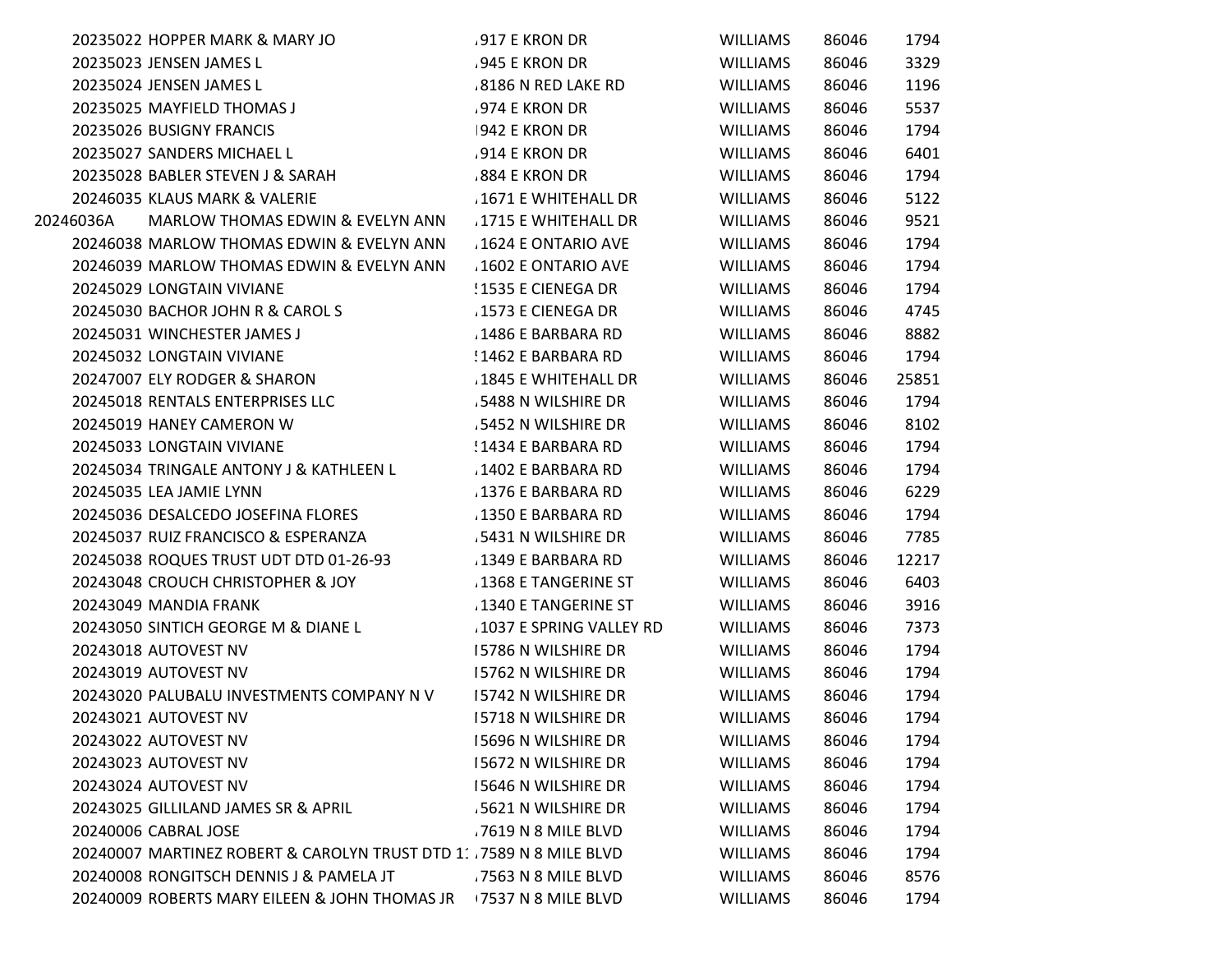| | | | | | |
|---|---|---|---|---|---|
| 20235022 | HOPPER MARK & MARY JO | ,917 E KRON DR | WILLIAMS | 86046 | 1794 |
| 20235023 | JENSEN JAMES L | ,945 E KRON DR | WILLIAMS | 86046 | 3329 |
| 20235024 | JENSEN JAMES L | ,8186 N RED LAKE RD | WILLIAMS | 86046 | 1196 |
| 20235025 | MAYFIELD THOMAS J | ,974 E KRON DR | WILLIAMS | 86046 | 5537 |
| 20235026 | BUSIGNY FRANCIS | I942 E KRON DR | WILLIAMS | 86046 | 1794 |
| 20235027 | SANDERS MICHAEL L | ,914 E KRON DR | WILLIAMS | 86046 | 6401 |
| 20235028 | BABLER STEVEN J & SARAH | ,884 E KRON DR | WILLIAMS | 86046 | 1794 |
| 20246035 | KLAUS MARK & VALERIE | ,1671 E WHITEHALL DR | WILLIAMS | 86046 | 5122 |
| 20246036A | MARLOW THOMAS EDWIN & EVELYN ANN | ,1715 E WHITEHALL DR | WILLIAMS | 86046 | 9521 |
| 20246038 | MARLOW THOMAS EDWIN & EVELYN ANN | ,1624 E ONTARIO AVE | WILLIAMS | 86046 | 1794 |
| 20246039 | MARLOW THOMAS EDWIN & EVELYN ANN | ,1602 E ONTARIO AVE | WILLIAMS | 86046 | 1794 |
| 20245029 | LONGTAIN VIVIANE | !1535 E CIENEGA DR | WILLIAMS | 86046 | 1794 |
| 20245030 | BACHOR JOHN R & CAROL S | ,1573 E CIENEGA DR | WILLIAMS | 86046 | 4745 |
| 20245031 | WINCHESTER JAMES J | ,1486 E BARBARA RD | WILLIAMS | 86046 | 8882 |
| 20245032 | LONGTAIN VIVIANE | !1462 E BARBARA RD | WILLIAMS | 86046 | 1794 |
| 20247007 | ELY RODGER & SHARON | ,1845 E WHITEHALL DR | WILLIAMS | 86046 | 25851 |
| 20245018 | RENTALS ENTERPRISES LLC | ,5488 N WILSHIRE DR | WILLIAMS | 86046 | 1794 |
| 20245019 | HANEY CAMERON W | ,5452 N WILSHIRE DR | WILLIAMS | 86046 | 8102 |
| 20245033 | LONGTAIN VIVIANE | !1434 E BARBARA RD | WILLIAMS | 86046 | 1794 |
| 20245034 | TRINGALE ANTONY J & KATHLEEN L | ,1402 E BARBARA RD | WILLIAMS | 86046 | 1794 |
| 20245035 | LEA JAMIE LYNN | ,1376 E BARBARA RD | WILLIAMS | 86046 | 6229 |
| 20245036 | DESALCEDO JOSEFINA FLORES | ,1350 E BARBARA RD | WILLIAMS | 86046 | 1794 |
| 20245037 | RUIZ FRANCISCO & ESPERANZA | ,5431 N WILSHIRE DR | WILLIAMS | 86046 | 7785 |
| 20245038 | ROQUES TRUST UDT DTD 01-26-93 | ,1349 E BARBARA RD | WILLIAMS | 86046 | 12217 |
| 20243048 | CROUCH CHRISTOPHER & JOY | ,1368 E TANGERINE ST | WILLIAMS | 86046 | 6403 |
| 20243049 | MANDIA FRANK | ,1340 E TANGERINE ST | WILLIAMS | 86046 | 3916 |
| 20243050 | SINTICH GEORGE M & DIANE L | ,1037 E SPRING VALLEY RD | WILLIAMS | 86046 | 7373 |
| 20243018 | AUTOVEST NV | I5786 N WILSHIRE DR | WILLIAMS | 86046 | 1794 |
| 20243019 | AUTOVEST NV | I5762 N WILSHIRE DR | WILLIAMS | 86046 | 1794 |
| 20243020 | PALUBALU INVESTMENTS COMPANY N V | I5742 N WILSHIRE DR | WILLIAMS | 86046 | 1794 |
| 20243021 | AUTOVEST NV | I5718 N WILSHIRE DR | WILLIAMS | 86046 | 1794 |
| 20243022 | AUTOVEST NV | I5696 N WILSHIRE DR | WILLIAMS | 86046 | 1794 |
| 20243023 | AUTOVEST NV | I5672 N WILSHIRE DR | WILLIAMS | 86046 | 1794 |
| 20243024 | AUTOVEST NV | I5646 N WILSHIRE DR | WILLIAMS | 86046 | 1794 |
| 20243025 | GILLILAND JAMES SR & APRIL | ,5621 N WILSHIRE DR | WILLIAMS | 86046 | 1794 |
| 20240006 | CABRAL JOSE | ,7619 N 8 MILE BLVD | WILLIAMS | 86046 | 1794 |
| 20240007 | MARTINEZ ROBERT & CAROLYN TRUST DTD 1: | ,7589 N 8 MILE BLVD | WILLIAMS | 86046 | 1794 |
| 20240008 | RONGITSCH DENNIS J & PAMELA JT | ,7563 N 8 MILE BLVD | WILLIAMS | 86046 | 8576 |
| 20240009 | ROBERTS MARY EILEEN & JOHN THOMAS JR | (7537 N 8 MILE BLVD | WILLIAMS | 86046 | 1794 |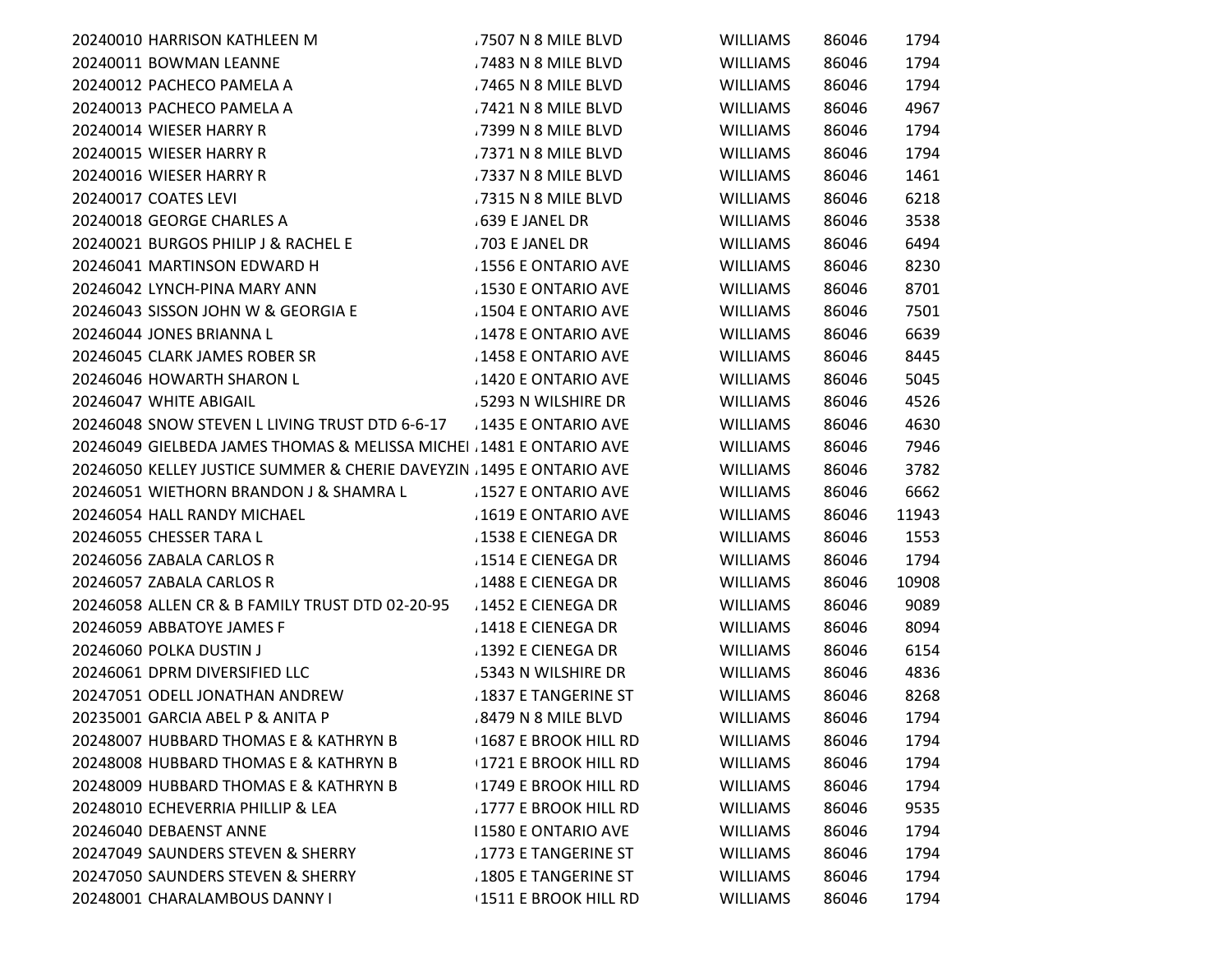| | | | | | |
|---|---|---|---|---|---|
| 20240010 | HARRISON KATHLEEN M | 7507 N 8 MILE BLVD | WILLIAMS | 86046 | 1794 |
| 20240011 | BOWMAN LEANNE | 7483 N 8 MILE BLVD | WILLIAMS | 86046 | 1794 |
| 20240012 | PACHECO PAMELA A | 7465 N 8 MILE BLVD | WILLIAMS | 86046 | 1794 |
| 20240013 | PACHECO PAMELA A | 7421 N 8 MILE BLVD | WILLIAMS | 86046 | 4967 |
| 20240014 | WIESER HARRY R | 7399 N 8 MILE BLVD | WILLIAMS | 86046 | 1794 |
| 20240015 | WIESER HARRY R | 7371 N 8 MILE BLVD | WILLIAMS | 86046 | 1794 |
| 20240016 | WIESER HARRY R | 7337 N 8 MILE BLVD | WILLIAMS | 86046 | 1461 |
| 20240017 | COATES LEVI | 7315 N 8 MILE BLVD | WILLIAMS | 86046 | 6218 |
| 20240018 | GEORGE CHARLES A | 639 E JANEL DR | WILLIAMS | 86046 | 3538 |
| 20240021 | BURGOS PHILIP J & RACHEL E | 703 E JANEL DR | WILLIAMS | 86046 | 6494 |
| 20246041 | MARTINSON EDWARD H | 1556 E ONTARIO AVE | WILLIAMS | 86046 | 8230 |
| 20246042 | LYNCH-PINA MARY ANN | 1530 E ONTARIO AVE | WILLIAMS | 86046 | 8701 |
| 20246043 | SISSON JOHN W & GEORGIA E | 1504 E ONTARIO AVE | WILLIAMS | 86046 | 7501 |
| 20246044 | JONES BRIANNA L | 1478 E ONTARIO AVE | WILLIAMS | 86046 | 6639 |
| 20246045 | CLARK JAMES ROBER SR | 1458 E ONTARIO AVE | WILLIAMS | 86046 | 8445 |
| 20246046 | HOWARTH SHARON L | 1420 E ONTARIO AVE | WILLIAMS | 86046 | 5045 |
| 20246047 | WHITE ABIGAIL | 5293 N WILSHIRE DR | WILLIAMS | 86046 | 4526 |
| 20246048 | SNOW STEVEN L LIVING TRUST DTD 6-6-17 | 1435 E ONTARIO AVE | WILLIAMS | 86046 | 4630 |
| 20246049 | GIELBEDA JAMES THOMAS & MELISSA MICHEI | 1481 E ONTARIO AVE | WILLIAMS | 86046 | 7946 |
| 20246050 | KELLEY JUSTICE SUMMER & CHERIE DAVEYZIN | 1495 E ONTARIO AVE | WILLIAMS | 86046 | 3782 |
| 20246051 | WIETHORN BRANDON J & SHAMRA L | 1527 E ONTARIO AVE | WILLIAMS | 86046 | 6662 |
| 20246054 | HALL RANDY MICHAEL | 1619 E ONTARIO AVE | WILLIAMS | 86046 | 11943 |
| 20246055 | CHESSER TARA L | 1538 E CIENEGA DR | WILLIAMS | 86046 | 1553 |
| 20246056 | ZABALA CARLOS R | 1514 E CIENEGA DR | WILLIAMS | 86046 | 1794 |
| 20246057 | ZABALA CARLOS R | 1488 E CIENEGA DR | WILLIAMS | 86046 | 10908 |
| 20246058 | ALLEN CR & B FAMILY TRUST DTD 02-20-95 | 1452 E CIENEGA DR | WILLIAMS | 86046 | 9089 |
| 20246059 | ABBATOYE JAMES F | 1418 E CIENEGA DR | WILLIAMS | 86046 | 8094 |
| 20246060 | POLKA DUSTIN J | 1392 E CIENEGA DR | WILLIAMS | 86046 | 6154 |
| 20246061 | DPRM DIVERSIFIED LLC | 5343 N WILSHIRE DR | WILLIAMS | 86046 | 4836 |
| 20247051 | ODELL JONATHAN ANDREW | 1837 E TANGERINE ST | WILLIAMS | 86046 | 8268 |
| 20235001 | GARCIA ABEL P & ANITA P | 8479 N 8 MILE BLVD | WILLIAMS | 86046 | 1794 |
| 20248007 | HUBBARD THOMAS E & KATHRYN B | 1687 E BROOK HILL RD | WILLIAMS | 86046 | 1794 |
| 20248008 | HUBBARD THOMAS E & KATHRYN B | 1721 E BROOK HILL RD | WILLIAMS | 86046 | 1794 |
| 20248009 | HUBBARD THOMAS E & KATHRYN B | 1749 E BROOK HILL RD | WILLIAMS | 86046 | 1794 |
| 20248010 | ECHEVERRIA PHILLIP & LEA | 1777 E BROOK HILL RD | WILLIAMS | 86046 | 9535 |
| 20246040 | DEBAENST ANNE | 1580 E ONTARIO AVE | WILLIAMS | 86046 | 1794 |
| 20247049 | SAUNDERS STEVEN & SHERRY | 1773 E TANGERINE ST | WILLIAMS | 86046 | 1794 |
| 20247050 | SAUNDERS STEVEN & SHERRY | 1805 E TANGERINE ST | WILLIAMS | 86046 | 1794 |
| 20248001 | CHARALAMBOUS DANNY I | 1511 E BROOK HILL RD | WILLIAMS | 86046 | 1794 |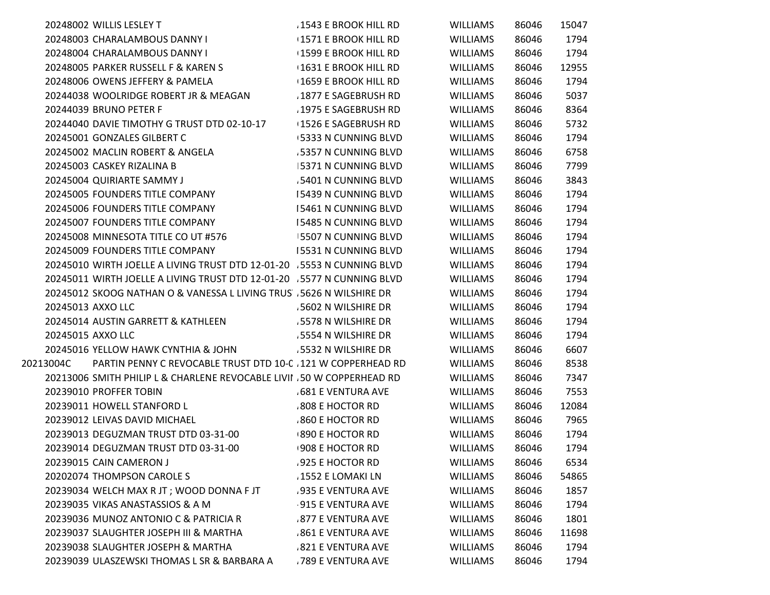| | | | | | |
|---|---|---|---|---|---|
| 20248002 | WILLIS LESLEY T | 1543 E BROOK HILL RD | WILLIAMS | 86046 | 15047 |
| 20248003 | CHARALAMBOUS DANNY I | 1571 E BROOK HILL RD | WILLIAMS | 86046 | 1794 |
| 20248004 | CHARALAMBOUS DANNY I | 1599 E BROOK HILL RD | WILLIAMS | 86046 | 1794 |
| 20248005 | PARKER RUSSELL F & KAREN S | 1631 E BROOK HILL RD | WILLIAMS | 86046 | 12955 |
| 20248006 | OWENS JEFFERY & PAMELA | 1659 E BROOK HILL RD | WILLIAMS | 86046 | 1794 |
| 20244038 | WOOLRIDGE ROBERT JR & MEAGAN | 1877 E SAGEBRUSH RD | WILLIAMS | 86046 | 5037 |
| 20244039 | BRUNO PETER F | 1975 E SAGEBRUSH RD | WILLIAMS | 86046 | 8364 |
| 20244040 | DAVIE TIMOTHY G TRUST DTD 02-10-17 | 1526 E SAGEBRUSH RD | WILLIAMS | 86046 | 5732 |
| 20245001 | GONZALES GILBERT C | 5333 N CUNNING BLVD | WILLIAMS | 86046 | 1794 |
| 20245002 | MACLIN ROBERT & ANGELA | 5357 N CUNNING BLVD | WILLIAMS | 86046 | 6758 |
| 20245003 | CASKEY RIZALINA B | 5371 N CUNNING BLVD | WILLIAMS | 86046 | 7799 |
| 20245004 | QUIRIARTE SAMMY J | 5401 N CUNNING BLVD | WILLIAMS | 86046 | 3843 |
| 20245005 | FOUNDERS TITLE COMPANY | 5439 N CUNNING BLVD | WILLIAMS | 86046 | 1794 |
| 20245006 | FOUNDERS TITLE COMPANY | 5461 N CUNNING BLVD | WILLIAMS | 86046 | 1794 |
| 20245007 | FOUNDERS TITLE COMPANY | 5485 N CUNNING BLVD | WILLIAMS | 86046 | 1794 |
| 20245008 | MINNESOTA TITLE CO UT #576 | 5507 N CUNNING BLVD | WILLIAMS | 86046 | 1794 |
| 20245009 | FOUNDERS TITLE COMPANY | 5531 N CUNNING BLVD | WILLIAMS | 86046 | 1794 |
| 20245010 | WIRTH JOELLE A LIVING TRUST DTD 12-01-20 | 5553 N CUNNING BLVD | WILLIAMS | 86046 | 1794 |
| 20245011 | WIRTH JOELLE A LIVING TRUST DTD 12-01-20 | 5577 N CUNNING BLVD | WILLIAMS | 86046 | 1794 |
| 20245012 | SKOOG NATHAN O & VANESSA L LIVING TRUST | 5626 N WILSHIRE DR | WILLIAMS | 86046 | 1794 |
| 20245013 | AXXO LLC | 5602 N WILSHIRE DR | WILLIAMS | 86046 | 1794 |
| 20245014 | AUSTIN GARRETT & KATHLEEN | 5578 N WILSHIRE DR | WILLIAMS | 86046 | 1794 |
| 20245015 | AXXO LLC | 5554 N WILSHIRE DR | WILLIAMS | 86046 | 1794 |
| 20245016 | YELLOW HAWK CYNTHIA & JOHN | 5532 N WILSHIRE DR | WILLIAMS | 86046 | 6607 |
| 20213004C | PARTIN PENNY C REVOCABLE TRUST DTD 10-0 | 121 W COPPERHEAD RD | WILLIAMS | 86046 | 8538 |
| 20213006 | SMITH PHILIP L & CHARLENE REVOCABLE LIVI | 50 W COPPERHEAD RD | WILLIAMS | 86046 | 7347 |
| 20239010 | PROFFER TOBIN | 681 E VENTURA AVE | WILLIAMS | 86046 | 7553 |
| 20239011 | HOWELL STANFORD L | 808 E HOCTOR RD | WILLIAMS | 86046 | 12084 |
| 20239012 | LEIVAS DAVID MICHAEL | 860 E HOCTOR RD | WILLIAMS | 86046 | 7965 |
| 20239013 | DEGUZMAN TRUST DTD 03-31-00 | 890 E HOCTOR RD | WILLIAMS | 86046 | 1794 |
| 20239014 | DEGUZMAN TRUST DTD 03-31-00 | 908 E HOCTOR RD | WILLIAMS | 86046 | 1794 |
| 20239015 | CAIN CAMERON J | 925 E HOCTOR RD | WILLIAMS | 86046 | 6534 |
| 20202074 | THOMPSON CAROLE S | 1552 E LOMAKI LN | WILLIAMS | 86046 | 54865 |
| 20239034 | WELCH MAX R JT ; WOOD DONNA F JT | 935 E VENTURA AVE | WILLIAMS | 86046 | 1857 |
| 20239035 | VIKAS ANASTASSIOS & A M | 915 E VENTURA AVE | WILLIAMS | 86046 | 1794 |
| 20239036 | MUNOZ ANTONIO C & PATRICIA R | 877 E VENTURA AVE | WILLIAMS | 86046 | 1801 |
| 20239037 | SLAUGHTER JOSEPH III & MARTHA | 861 E VENTURA AVE | WILLIAMS | 86046 | 11698 |
| 20239038 | SLAUGHTER JOSEPH & MARTHA | 821 E VENTURA AVE | WILLIAMS | 86046 | 1794 |
| 20239039 | ULASZEWSKI THOMAS L SR & BARBARA A | 789 E VENTURA AVE | WILLIAMS | 86046 | 1794 |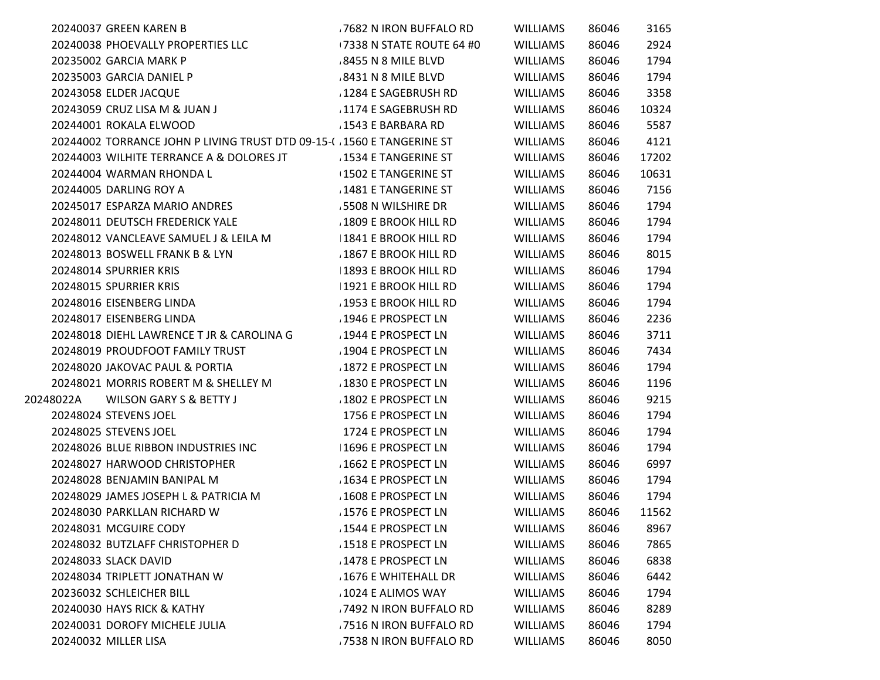| | | | | | |
|---|---|---|---|---|---|
| 20240037 | GREEN KAREN B | 7682 N IRON BUFFALO RD | WILLIAMS | 86046 | 3165 |
| 20240038 | PHOEVALLY PROPERTIES LLC | 7338 N STATE ROUTE 64 #0 | WILLIAMS | 86046 | 2924 |
| 20235002 | GARCIA MARK P | 8455 N 8 MILE BLVD | WILLIAMS | 86046 | 1794 |
| 20235003 | GARCIA DANIEL P | 8431 N 8 MILE BLVD | WILLIAMS | 86046 | 1794 |
| 20243058 | ELDER JACQUE | 1284 E SAGEBRUSH RD | WILLIAMS | 86046 | 3358 |
| 20243059 | CRUZ LISA M & JUAN J | 1174 E SAGEBRUSH RD | WILLIAMS | 86046 | 10324 |
| 20244001 | ROKALA ELWOOD | 1543 E BARBARA RD | WILLIAMS | 86046 | 5587 |
| 20244002 | TORRANCE JOHN P LIVING TRUST DTD 09-15-( | 1560 E TANGERINE ST | WILLIAMS | 86046 | 4121 |
| 20244003 | WILHITE TERRANCE A & DOLORES JT | 1534 E TANGERINE ST | WILLIAMS | 86046 | 17202 |
| 20244004 | WARMAN RHONDA L | 1502 E TANGERINE ST | WILLIAMS | 86046 | 10631 |
| 20244005 | DARLING ROY A | 1481 E TANGERINE ST | WILLIAMS | 86046 | 7156 |
| 20245017 | ESPARZA MARIO ANDRES | 5508 N WILSHIRE DR | WILLIAMS | 86046 | 1794 |
| 20248011 | DEUTSCH FREDERICK YALE | 1809 E BROOK HILL RD | WILLIAMS | 86046 | 1794 |
| 20248012 | VANCLEAVE SAMUEL J & LEILA M | 1841 E BROOK HILL RD | WILLIAMS | 86046 | 1794 |
| 20248013 | BOSWELL FRANK B & LYN | 1867 E BROOK HILL RD | WILLIAMS | 86046 | 8015 |
| 20248014 | SPURRIER KRIS | 1893 E BROOK HILL RD | WILLIAMS | 86046 | 1794 |
| 20248015 | SPURRIER KRIS | 1921 E BROOK HILL RD | WILLIAMS | 86046 | 1794 |
| 20248016 | EISENBERG LINDA | 1953 E BROOK HILL RD | WILLIAMS | 86046 | 1794 |
| 20248017 | EISENBERG LINDA | 1946 E PROSPECT LN | WILLIAMS | 86046 | 2236 |
| 20248018 | DIEHL LAWRENCE T JR & CAROLINA G | 1944 E PROSPECT LN | WILLIAMS | 86046 | 3711 |
| 20248019 | PROUDFOOT FAMILY TRUST | 1904 E PROSPECT LN | WILLIAMS | 86046 | 7434 |
| 20248020 | JAKOVAC PAUL & PORTIA | 1872 E PROSPECT LN | WILLIAMS | 86046 | 1794 |
| 20248021 | MORRIS ROBERT M & SHELLEY M | 1830 E PROSPECT LN | WILLIAMS | 86046 | 1196 |
| 20248022A | WILSON GARY S & BETTY J | 1802 E PROSPECT LN | WILLIAMS | 86046 | 9215 |
| 20248024 | STEVENS JOEL | 1756 E PROSPECT LN | WILLIAMS | 86046 | 1794 |
| 20248025 | STEVENS JOEL | 1724 E PROSPECT LN | WILLIAMS | 86046 | 1794 |
| 20248026 | BLUE RIBBON INDUSTRIES INC | 1696 E PROSPECT LN | WILLIAMS | 86046 | 1794 |
| 20248027 | HARWOOD CHRISTOPHER | 1662 E PROSPECT LN | WILLIAMS | 86046 | 6997 |
| 20248028 | BENJAMIN BANIPAL M | 1634 E PROSPECT LN | WILLIAMS | 86046 | 1794 |
| 20248029 | JAMES JOSEPH L & PATRICIA M | 1608 E PROSPECT LN | WILLIAMS | 86046 | 1794 |
| 20248030 | PARKLLAN RICHARD W | 1576 E PROSPECT LN | WILLIAMS | 86046 | 11562 |
| 20248031 | MCGUIRE CODY | 1544 E PROSPECT LN | WILLIAMS | 86046 | 8967 |
| 20248032 | BUTZLAFF CHRISTOPHER D | 1518 E PROSPECT LN | WILLIAMS | 86046 | 7865 |
| 20248033 | SLACK DAVID | 1478 E PROSPECT LN | WILLIAMS | 86046 | 6838 |
| 20248034 | TRIPLETT JONATHAN W | 1676 E WHITEHALL DR | WILLIAMS | 86046 | 6442 |
| 20236032 | SCHLEICHER BILL | 1024 E ALIMOS WAY | WILLIAMS | 86046 | 1794 |
| 20240030 | HAYS RICK & KATHY | 7492 N IRON BUFFALO RD | WILLIAMS | 86046 | 8289 |
| 20240031 | DOROFY MICHELE JULIA | 7516 N IRON BUFFALO RD | WILLIAMS | 86046 | 1794 |
| 20240032 | MILLER LISA | 7538 N IRON BUFFALO RD | WILLIAMS | 86046 | 8050 |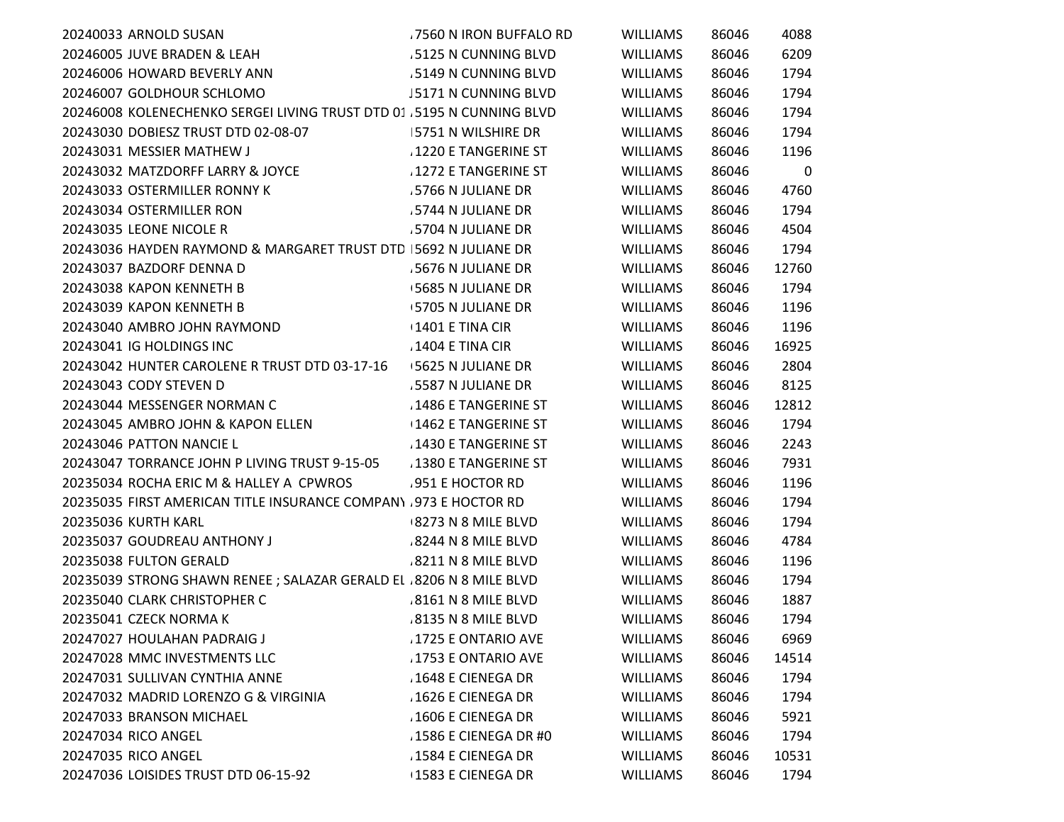| | | | | | |
|---|---|---|---|---|---|
| 20240033 | ARNOLD SUSAN | 7560 N IRON BUFFALO RD | WILLIAMS | 86046 | 4088 |
| 20246005 | JUVE BRADEN & LEAH | 5125 N CUNNING BLVD | WILLIAMS | 86046 | 6209 |
| 20246006 | HOWARD BEVERLY ANN | 5149 N CUNNING BLVD | WILLIAMS | 86046 | 1794 |
| 20246007 | GOLDHOUR SCHLOMO | 5171 N CUNNING BLVD | WILLIAMS | 86046 | 1794 |
| 20246008 | KOLENECHENKO SERGEI LIVING TRUST DTD 01 | 5195 N CUNNING BLVD | WILLIAMS | 86046 | 1794 |
| 20243030 | DOBIESZ TRUST DTD 02-08-07 | 5751 N WILSHIRE DR | WILLIAMS | 86046 | 1794 |
| 20243031 | MESSIER MATHEW J | 1220 E TANGERINE ST | WILLIAMS | 86046 | 1196 |
| 20243032 | MATZDORFF LARRY & JOYCE | 1272 E TANGERINE ST | WILLIAMS | 86046 | 0 |
| 20243033 | OSTERMILLER RONNY K | 5766 N JULIANE DR | WILLIAMS | 86046 | 4760 |
| 20243034 | OSTERMILLER RON | 5744 N JULIANE DR | WILLIAMS | 86046 | 1794 |
| 20243035 | LEONE NICOLE R | 5704 N JULIANE DR | WILLIAMS | 86046 | 4504 |
| 20243036 | HAYDEN RAYMOND & MARGARET TRUST DTD | 5692 N JULIANE DR | WILLIAMS | 86046 | 1794 |
| 20243037 | BAZDORF DENNA D | 5676 N JULIANE DR | WILLIAMS | 86046 | 12760 |
| 20243038 | KAPON KENNETH B | 5685 N JULIANE DR | WILLIAMS | 86046 | 1794 |
| 20243039 | KAPON KENNETH B | 5705 N JULIANE DR | WILLIAMS | 86046 | 1196 |
| 20243040 | AMBRO JOHN RAYMOND | 1401 E TINA CIR | WILLIAMS | 86046 | 1196 |
| 20243041 | IG HOLDINGS INC | 1404 E TINA CIR | WILLIAMS | 86046 | 16925 |
| 20243042 | HUNTER CAROLENE R TRUST DTD 03-17-16 | 5625 N JULIANE DR | WILLIAMS | 86046 | 2804 |
| 20243043 | CODY STEVEN D | 5587 N JULIANE DR | WILLIAMS | 86046 | 8125 |
| 20243044 | MESSENGER NORMAN C | 1486 E TANGERINE ST | WILLIAMS | 86046 | 12812 |
| 20243045 | AMBRO JOHN & KAPON ELLEN | 1462 E TANGERINE ST | WILLIAMS | 86046 | 1794 |
| 20243046 | PATTON NANCIE L | 1430 E TANGERINE ST | WILLIAMS | 86046 | 2243 |
| 20243047 | TORRANCE JOHN P LIVING TRUST 9-15-05 | 1380 E TANGERINE ST | WILLIAMS | 86046 | 7931 |
| 20235034 | ROCHA ERIC M & HALLEY A CPWROS | 951 E HOCTOR RD | WILLIAMS | 86046 | 1196 |
| 20235035 | FIRST AMERICAN TITLE INSURANCE COMPANY | 973 E HOCTOR RD | WILLIAMS | 86046 | 1794 |
| 20235036 | KURTH KARL | 8273 N 8 MILE BLVD | WILLIAMS | 86046 | 1794 |
| 20235037 | GOUDREAU ANTHONY J | 8244 N 8 MILE BLVD | WILLIAMS | 86046 | 4784 |
| 20235038 | FULTON GERALD | 8211 N 8 MILE BLVD | WILLIAMS | 86046 | 1196 |
| 20235039 | STRONG SHAWN RENEE ; SALAZAR GERALD EL | 8206 N 8 MILE BLVD | WILLIAMS | 86046 | 1794 |
| 20235040 | CLARK CHRISTOPHER C | 8161 N 8 MILE BLVD | WILLIAMS | 86046 | 1887 |
| 20235041 | CZECK NORMA K | 8135 N 8 MILE BLVD | WILLIAMS | 86046 | 1794 |
| 20247027 | HOULAHAN PADRAIG J | 1725 E ONTARIO AVE | WILLIAMS | 86046 | 6969 |
| 20247028 | MMC INVESTMENTS LLC | 1753 E ONTARIO AVE | WILLIAMS | 86046 | 14514 |
| 20247031 | SULLIVAN CYNTHIA ANNE | 1648 E CIENEGA DR | WILLIAMS | 86046 | 1794 |
| 20247032 | MADRID LORENZO G & VIRGINIA | 1626 E CIENEGA DR | WILLIAMS | 86046 | 1794 |
| 20247033 | BRANSON MICHAEL | 1606 E CIENEGA DR | WILLIAMS | 86046 | 5921 |
| 20247034 | RICO ANGEL | 1586 E CIENEGA DR #0 | WILLIAMS | 86046 | 1794 |
| 20247035 | RICO ANGEL | 1584 E CIENEGA DR | WILLIAMS | 86046 | 10531 |
| 20247036 | LOISIDES TRUST DTD 06-15-92 | 1583 E CIENEGA DR | WILLIAMS | 86046 | 1794 |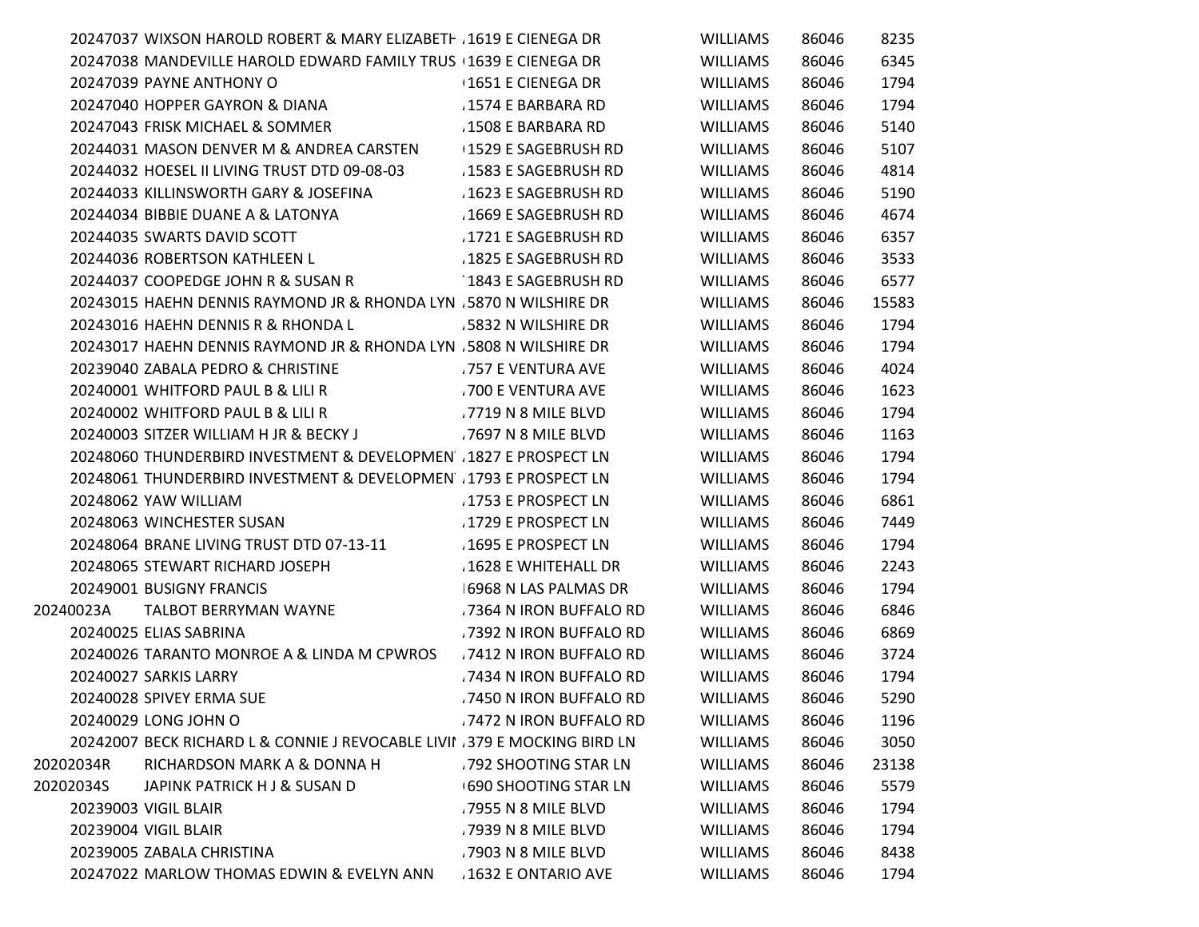| | | | | | |
|---|---|---|---|---|---|
| 20247037 | WIXSON HAROLD ROBERT & MARY ELIZABETH | 1619 E CIENEGA DR | WILLIAMS | 86046 | 8235 |
| 20247038 | MANDEVILLE HAROLD EDWARD FAMILY TRUS | 1639 E CIENEGA DR | WILLIAMS | 86046 | 6345 |
| 20247039 | PAYNE ANTHONY O | 1651 E CIENEGA DR | WILLIAMS | 86046 | 1794 |
| 20247040 | HOPPER GAYRON & DIANA | 1574 E BARBARA RD | WILLIAMS | 86046 | 1794 |
| 20247043 | FRISK MICHAEL & SOMMER | 1508 E BARBARA RD | WILLIAMS | 86046 | 5140 |
| 20244031 | MASON DENVER M & ANDREA CARSTEN | 1529 E SAGEBRUSH RD | WILLIAMS | 86046 | 5107 |
| 20244032 | HOESEL II LIVING TRUST DTD 09-08-03 | 1583 E SAGEBRUSH RD | WILLIAMS | 86046 | 4814 |
| 20244033 | KILLINSWORTH GARY & JOSEFINA | 1623 E SAGEBRUSH RD | WILLIAMS | 86046 | 5190 |
| 20244034 | BIBBIE DUANE A & LATONYA | 1669 E SAGEBRUSH RD | WILLIAMS | 86046 | 4674 |
| 20244035 | SWARTS DAVID SCOTT | 1721 E SAGEBRUSH RD | WILLIAMS | 86046 | 6357 |
| 20244036 | ROBERTSON KATHLEEN L | 1825 E SAGEBRUSH RD | WILLIAMS | 86046 | 3533 |
| 20244037 | COOPEDGE JOHN R & SUSAN R | 1843 E SAGEBRUSH RD | WILLIAMS | 86046 | 6577 |
| 20243015 | HAEHN DENNIS RAYMOND JR & RHONDA LYN | 5870 N WILSHIRE DR | WILLIAMS | 86046 | 15583 |
| 20243016 | HAEHN DENNIS R & RHONDA L | 5832 N WILSHIRE DR | WILLIAMS | 86046 | 1794 |
| 20243017 | HAEHN DENNIS RAYMOND JR & RHONDA LYN | 5808 N WILSHIRE DR | WILLIAMS | 86046 | 1794 |
| 20239040 | ZABALA PEDRO & CHRISTINE | 757 E VENTURA AVE | WILLIAMS | 86046 | 4024 |
| 20240001 | WHITFORD PAUL B & LILI R | 700 E VENTURA AVE | WILLIAMS | 86046 | 1623 |
| 20240002 | WHITFORD PAUL B & LILI R | 7719 N 8 MILE BLVD | WILLIAMS | 86046 | 1794 |
| 20240003 | SITZER WILLIAM H JR & BECKY J | 7697 N 8 MILE BLVD | WILLIAMS | 86046 | 1163 |
| 20248060 | THUNDERBIRD INVESTMENT & DEVELOPMEN | 1827 E PROSPECT LN | WILLIAMS | 86046 | 1794 |
| 20248061 | THUNDERBIRD INVESTMENT & DEVELOPMEN | 1793 E PROSPECT LN | WILLIAMS | 86046 | 1794 |
| 20248062 | YAW WILLIAM | 1753 E PROSPECT LN | WILLIAMS | 86046 | 6861 |
| 20248063 | WINCHESTER SUSAN | 1729 E PROSPECT LN | WILLIAMS | 86046 | 7449 |
| 20248064 | BRANE LIVING TRUST DTD 07-13-11 | 1695 E PROSPECT LN | WILLIAMS | 86046 | 1794 |
| 20248065 | STEWART RICHARD JOSEPH | 1628 E WHITEHALL DR | WILLIAMS | 86046 | 2243 |
| 20249001 | BUSIGNY FRANCIS | 6968 N LAS PALMAS DR | WILLIAMS | 86046 | 1794 |
| 20240023A | TALBOT BERRYMAN WAYNE | 7364 N IRON BUFFALO RD | WILLIAMS | 86046 | 6846 |
| 20240025 | ELIAS SABRINA | 7392 N IRON BUFFALO RD | WILLIAMS | 86046 | 6869 |
| 20240026 | TARANTO MONROE A & LINDA M CPWROS | 7412 N IRON BUFFALO RD | WILLIAMS | 86046 | 3724 |
| 20240027 | SARKIS LARRY | 7434 N IRON BUFFALO RD | WILLIAMS | 86046 | 1794 |
| 20240028 | SPIVEY ERMA SUE | 7450 N IRON BUFFALO RD | WILLIAMS | 86046 | 5290 |
| 20240029 | LONG JOHN O | 7472 N IRON BUFFALO RD | WILLIAMS | 86046 | 1196 |
| 20242007 | BECK RICHARD L & CONNIE J REVOCABLE LIVI | 379 E MOCKING BIRD LN | WILLIAMS | 86046 | 3050 |
| 20202034R | RICHARDSON MARK A & DONNA H | 792 SHOOTING STAR LN | WILLIAMS | 86046 | 23138 |
| 20202034S | JAPINK PATRICK H J & SUSAN D | 690 SHOOTING STAR LN | WILLIAMS | 86046 | 5579 |
| 20239003 | VIGIL BLAIR | 7955 N 8 MILE BLVD | WILLIAMS | 86046 | 1794 |
| 20239004 | VIGIL BLAIR | 7939 N 8 MILE BLVD | WILLIAMS | 86046 | 1794 |
| 20239005 | ZABALA CHRISTINA | 7903 N 8 MILE BLVD | WILLIAMS | 86046 | 8438 |
| 20247022 | MARLOW THOMAS EDWIN & EVELYN ANN | 1632 E ONTARIO AVE | WILLIAMS | 86046 | 1794 |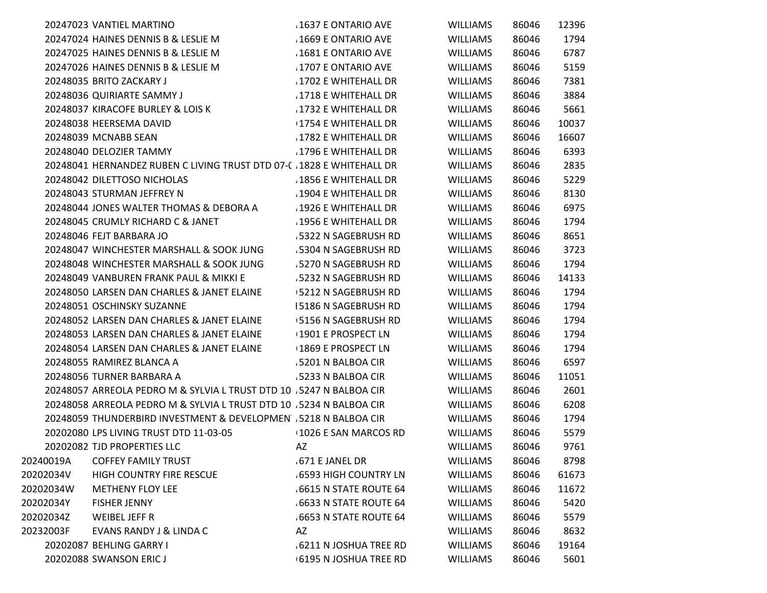| | | | | | |
|---|---|---|---|---|---|
| 20247023 | VANTIEL MARTINO | 1637 E ONTARIO AVE | WILLIAMS | 86046 | 12396 |
| 20247024 | HAINES DENNIS B & LESLIE M | 1669 E ONTARIO AVE | WILLIAMS | 86046 | 1794 |
| 20247025 | HAINES DENNIS B & LESLIE M | 1681 E ONTARIO AVE | WILLIAMS | 86046 | 6787 |
| 20247026 | HAINES DENNIS B & LESLIE M | 1707 E ONTARIO AVE | WILLIAMS | 86046 | 5159 |
| 20248035 | BRITO ZACKARY J | 1702 E WHITEHALL DR | WILLIAMS | 86046 | 7381 |
| 20248036 | QUIRIARTE SAMMY J | 1718 E WHITEHALL DR | WILLIAMS | 86046 | 3884 |
| 20248037 | KIRACOFE BURLEY & LOIS K | 1732 E WHITEHALL DR | WILLIAMS | 86046 | 5661 |
| 20248038 | HEERSEMA DAVID | 1754 E WHITEHALL DR | WILLIAMS | 86046 | 10037 |
| 20248039 | MCNABB SEAN | 1782 E WHITEHALL DR | WILLIAMS | 86046 | 16607 |
| 20248040 | DELOZIER TAMMY | 1796 E WHITEHALL DR | WILLIAMS | 86046 | 6393 |
| 20248041 | HERNANDEZ RUBEN C LIVING TRUST DTD 07-0 | 1828 E WHITEHALL DR | WILLIAMS | 86046 | 2835 |
| 20248042 | DILETTOSO NICHOLAS | 1856 E WHITEHALL DR | WILLIAMS | 86046 | 5229 |
| 20248043 | STURMAN JEFFREY N | 1904 E WHITEHALL DR | WILLIAMS | 86046 | 8130 |
| 20248044 | JONES WALTER THOMAS & DEBORA A | 1926 E WHITEHALL DR | WILLIAMS | 86046 | 6975 |
| 20248045 | CRUMLY RICHARD C & JANET | 1956 E WHITEHALL DR | WILLIAMS | 86046 | 1794 |
| 20248046 | FEJT BARBARA JO | 5322 N SAGEBRUSH RD | WILLIAMS | 86046 | 8651 |
| 20248047 | WINCHESTER MARSHALL & SOOK JUNG | 5304 N SAGEBRUSH RD | WILLIAMS | 86046 | 3723 |
| 20248048 | WINCHESTER MARSHALL & SOOK JUNG | 5270 N SAGEBRUSH RD | WILLIAMS | 86046 | 1794 |
| 20248049 | VANBUREN FRANK PAUL & MIKKI E | 5232 N SAGEBRUSH RD | WILLIAMS | 86046 | 14133 |
| 20248050 | LARSEN DAN CHARLES & JANET ELAINE | 5212 N SAGEBRUSH RD | WILLIAMS | 86046 | 1794 |
| 20248051 | OSCHINSKY SUZANNE | 5186 N SAGEBRUSH RD | WILLIAMS | 86046 | 1794 |
| 20248052 | LARSEN DAN CHARLES & JANET ELAINE | 5156 N SAGEBRUSH RD | WILLIAMS | 86046 | 1794 |
| 20248053 | LARSEN DAN CHARLES & JANET ELAINE | 1901 E PROSPECT LN | WILLIAMS | 86046 | 1794 |
| 20248054 | LARSEN DAN CHARLES & JANET ELAINE | 1869 E PROSPECT LN | WILLIAMS | 86046 | 1794 |
| 20248055 | RAMIREZ BLANCA A | 5201 N BALBOA CIR | WILLIAMS | 86046 | 6597 |
| 20248056 | TURNER BARBARA A | 5233 N BALBOA CIR | WILLIAMS | 86046 | 11051 |
| 20248057 | ARREOLA PEDRO M & SYLVIA L TRUST DTD 10 | 5247 N BALBOA CIR | WILLIAMS | 86046 | 2601 |
| 20248058 | ARREOLA PEDRO M & SYLVIA L TRUST DTD 10 | 5234 N BALBOA CIR | WILLIAMS | 86046 | 6208 |
| 20248059 | THUNDERBIRD INVESTMENT & DEVELOPMENT | 5218 N BALBOA CIR | WILLIAMS | 86046 | 1794 |
| 20202080 | LPS LIVING TRUST DTD 11-03-05 | 1026 E SAN MARCOS RD | WILLIAMS | 86046 | 5579 |
| 20202082 | TJD PROPERTIES LLC | AZ | WILLIAMS | 86046 | 9761 |
| 20240019A | COFFEY FAMILY TRUST | 671 E JANEL DR | WILLIAMS | 86046 | 8798 |
| 20202034V | HIGH COUNTRY FIRE RESCUE | 6593 HIGH COUNTRY LN | WILLIAMS | 86046 | 61673 |
| 20202034W | METHENY FLOY LEE | 6615 N STATE ROUTE 64 | WILLIAMS | 86046 | 11672 |
| 20202034Y | FISHER JENNY | 6633 N STATE ROUTE 64 | WILLIAMS | 86046 | 5420 |
| 20202034Z | WEIBEL JEFF R | 6653 N STATE ROUTE 64 | WILLIAMS | 86046 | 5579 |
| 20232003F | EVANS RANDY J & LINDA C | AZ | WILLIAMS | 86046 | 8632 |
| 20202087 | BEHLING GARRY I | 6211 N JOSHUA TREE RD | WILLIAMS | 86046 | 19164 |
| 20202088 | SWANSON ERIC J | 6195 N JOSHUA TREE RD | WILLIAMS | 86046 | 5601 |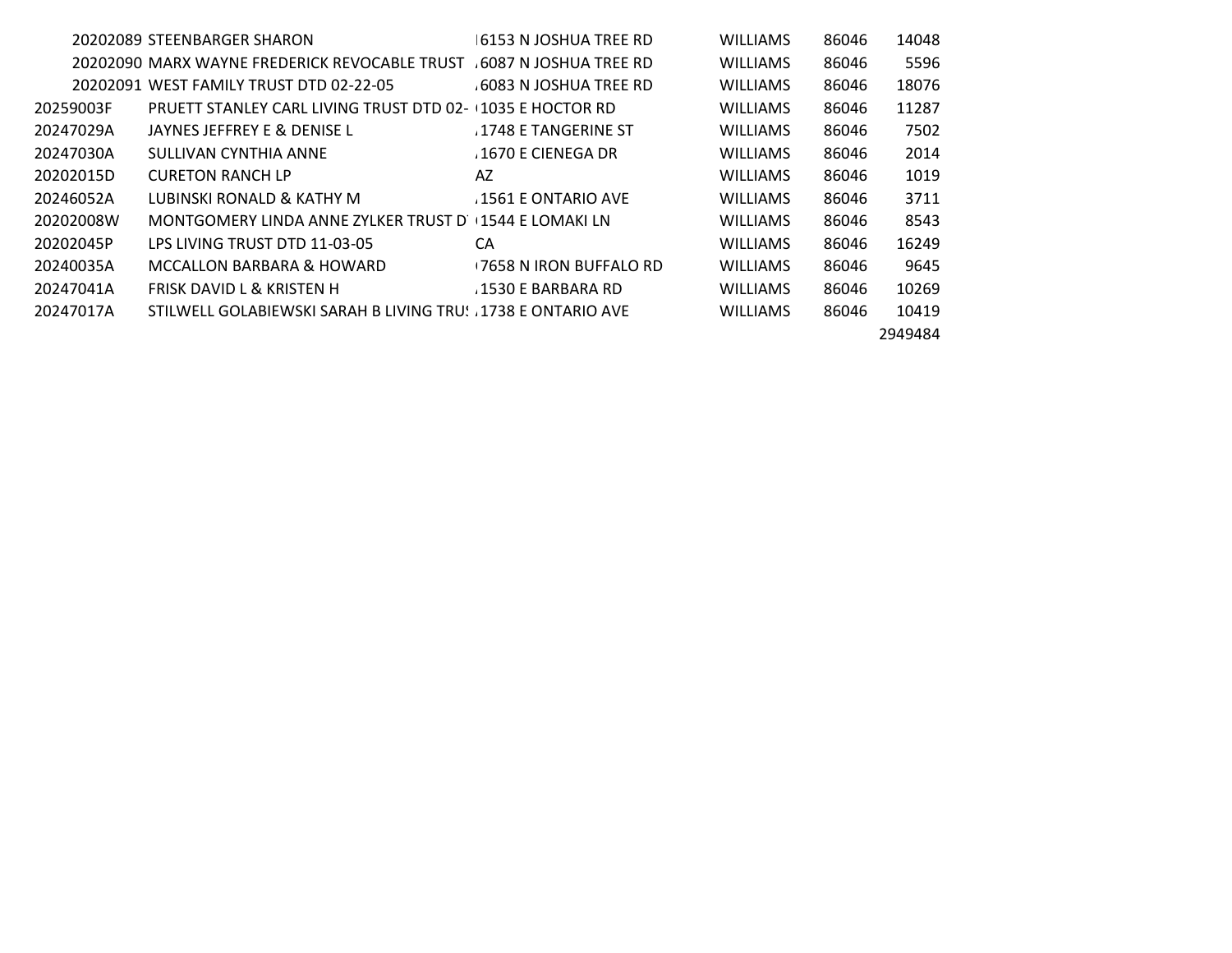| | | | | | |
|---|---|---|---|---|---|
| 20202089 | STEENBARGER SHARON | 16153 N JOSHUA TREE RD | WILLIAMS | 86046 | 14048 |
| 20202090 | MARX WAYNE FREDERICK REVOCABLE TRUST | 6087 N JOSHUA TREE RD | WILLIAMS | 86046 | 5596 |
| 20202091 | WEST FAMILY TRUST DTD 02-22-05 | 6083 N JOSHUA TREE RD | WILLIAMS | 86046 | 18076 |
| 20259003F | PRUETT STANLEY CARL LIVING TRUST DTD 02- | 1035 E HOCTOR RD | WILLIAMS | 86046 | 11287 |
| 20247029A | JAYNES JEFFREY E & DENISE L | 1748 E TANGERINE ST | WILLIAMS | 86046 | 7502 |
| 20247030A | SULLIVAN CYNTHIA ANNE | 1670 E CIENEGA DR | WILLIAMS | 86046 | 2014 |
| 20202015D | CURETON RANCH LP | AZ | WILLIAMS | 86046 | 1019 |
| 20246052A | LUBINSKI RONALD & KATHY M | 1561 E ONTARIO AVE | WILLIAMS | 86046 | 3711 |
| 20202008W | MONTGOMERY LINDA ANNE ZYLKER TRUST D | 1544 E LOMAKI LN | WILLIAMS | 86046 | 8543 |
| 20202045P | LPS LIVING TRUST DTD 11-03-05 | CA | WILLIAMS | 86046 | 16249 |
| 20240035A | MCCALLON BARBARA & HOWARD | 7658 N IRON BUFFALO RD | WILLIAMS | 86046 | 9645 |
| 20247041A | FRISK DAVID L & KRISTEN H | 1530 E BARBARA RD | WILLIAMS | 86046 | 10269 |
| 20247017A | STILWELL GOLABIEWSKI SARAH B LIVING TRUS | 1738 E ONTARIO AVE | WILLIAMS | 86046 | 10419 |
| | | | | | 2949484 |